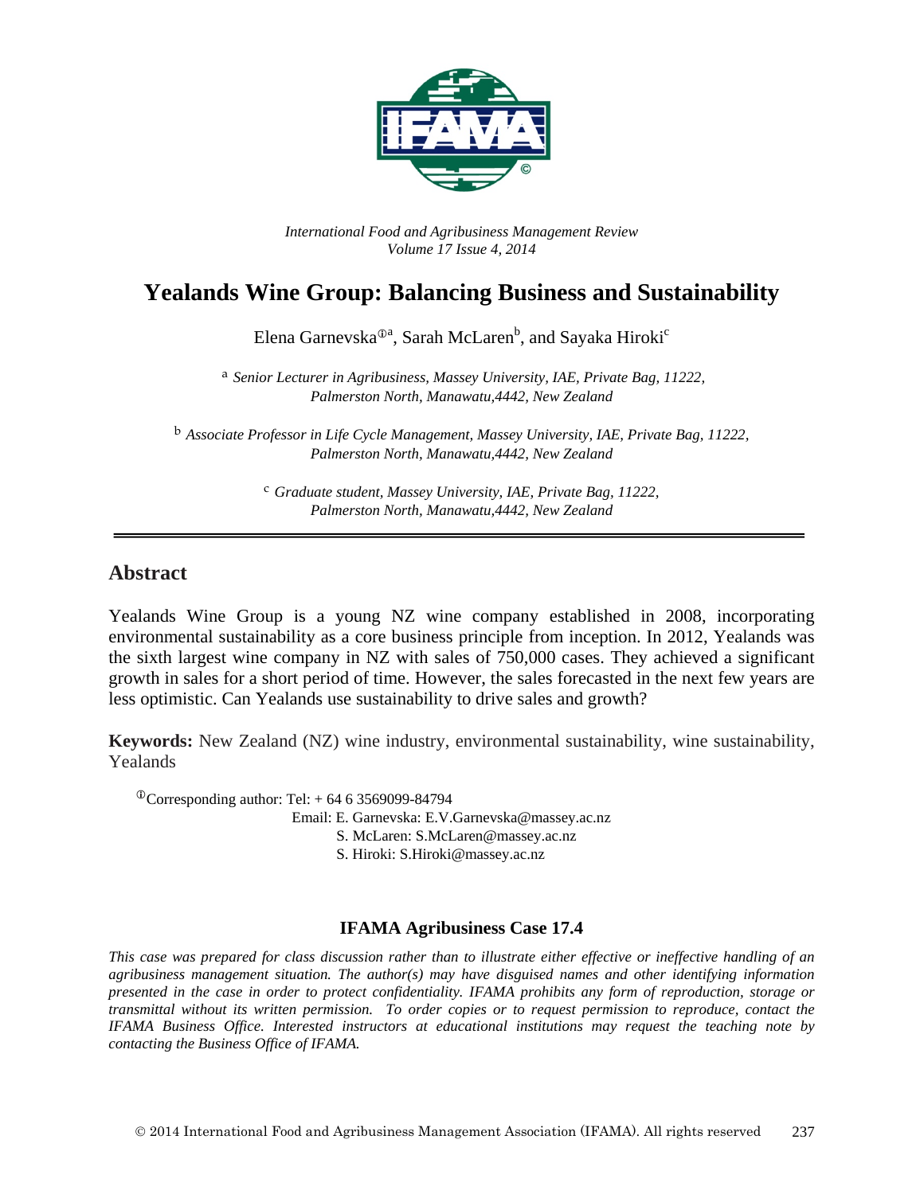*International Food and Agribusiness Management Review*
*Volume 17 Issue 4, 2014*

# Yealands Wine Group: Balancing Business and Sustainability

Elena Garnevska[①a], Sarah McLaren[b], and Sayaka Hiroki[c]

[a] *Senior Lecturer in Agribusiness, Massey University, IAE, Private Bag, 11222, Palmerston North, Manawatu,4442, New Zealand*

[b] *Associate Professor in Life Cycle Management, Massey University, IAE, Private Bag, 11222, Palmerston North, Manawatu,4442, New Zealand*

[c] *Graduate student, Massey University, IAE, Private Bag, 11222, Palmerston North, Manawatu,4442, New Zealand*

---

## Abstract

Yealands Wine Group is a young NZ wine company established in 2008, incorporating environmental sustainability as a core business principle from inception. In 2012, Yealands was the sixth largest wine company in NZ with sales of 750,000 cases. They achieved a significant growth in sales for a short period of time. However, the sales forecasted in the next few years are less optimistic. Can Yealands use sustainability to drive sales and growth?

**Keywords:** New Zealand (NZ) wine industry, environmental sustainability, wine sustainability, Yealands

[①]Corresponding author: Tel: + 64 6 3569099-84794
Email: E. Garnevska: E.V.Garnevska@massey.ac.nz
S. McLaren: S.McLaren@massey.ac.nz
S. Hiroki: S.Hiroki@massey.ac.nz

### IFAMA Agribusiness Case 17.4

*This case was prepared for class discussion rather than to illustrate either effective or ineffective handling of an agribusiness management situation. The author(s) may have disguised names and other identifying information presented in the case in order to protect confidentiality. IFAMA prohibits any form of reproduction, storage or transmittal without its written permission. To order copies or to request permission to reproduce, contact the IFAMA Business Office. Interested instructors at educational institutions may request the teaching note by contacting the Business Office of IFAMA.*

© 2014 International Food and Agribusiness Management Association (IFAMA). All rights reserved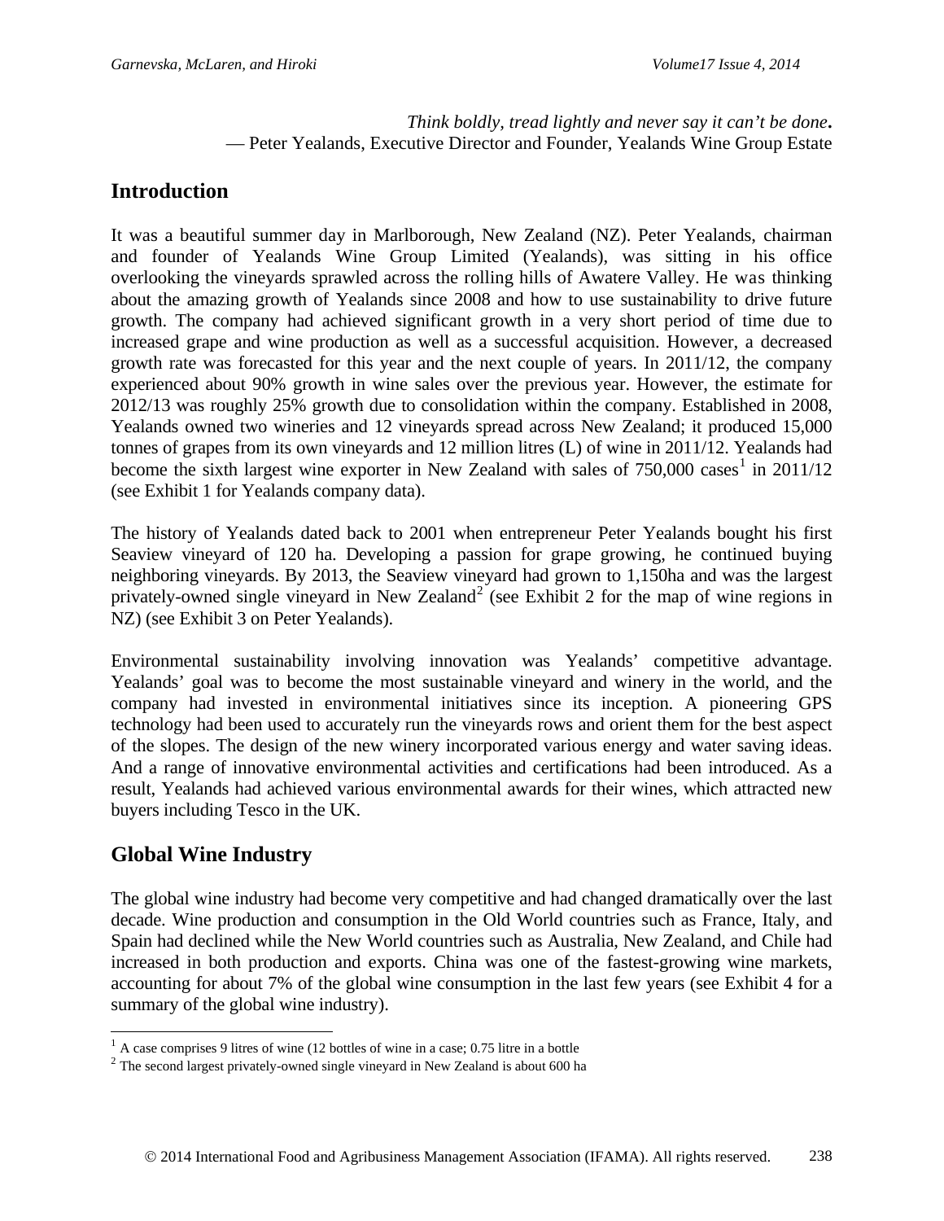*Think boldly, tread lightly and never say it can't be done.*
— Peter Yealands, Executive Director and Founder, Yealands Wine Group Estate

## Introduction

It was a beautiful summer day in Marlborough, New Zealand (NZ). Peter Yealands, chairman and founder of Yealands Wine Group Limited (Yealands), was sitting in his office overlooking the vineyards sprawled across the rolling hills of Awatere Valley. He was thinking about the amazing growth of Yealands since 2008 and how to use sustainability to drive future growth. The company had achieved significant growth in a very short period of time due to increased grape and wine production as well as a successful acquisition. However, a decreased growth rate was forecasted for this year and the next couple of years. In 2011/12, the company experienced about 90% growth in wine sales over the previous year. However, the estimate for 2012/13 was roughly 25% growth due to consolidation within the company. Established in 2008, Yealands owned two wineries and 12 vineyards spread across New Zealand; it produced 15,000 tonnes of grapes from its own vineyards and 12 million litres (L) of wine in 2011/12. Yealands had become the sixth largest wine exporter in New Zealand with sales of 750,000 cases[1] in 2011/12 (see Exhibit 1 for Yealands company data).

The history of Yealands dated back to 2001 when entrepreneur Peter Yealands bought his first Seaview vineyard of 120 ha. Developing a passion for grape growing, he continued buying neighboring vineyards. By 2013, the Seaview vineyard had grown to 1,150ha and was the largest privately-owned single vineyard in New Zealand[2] (see Exhibit 2 for the map of wine regions in NZ) (see Exhibit 3 on Peter Yealands).

Environmental sustainability involving innovation was Yealands' competitive advantage. Yealands' goal was to become the most sustainable vineyard and winery in the world, and the company had invested in environmental initiatives since its inception. A pioneering GPS technology had been used to accurately run the vineyards rows and orient them for the best aspect of the slopes. The design of the new winery incorporated various energy and water saving ideas. And a range of innovative environmental activities and certifications had been introduced. As a result, Yealands had achieved various environmental awards for their wines, which attracted new buyers including Tesco in the UK.

## Global Wine Industry

The global wine industry had become very competitive and had changed dramatically over the last decade. Wine production and consumption in the Old World countries such as France, Italy, and Spain had declined while the New World countries such as Australia, New Zealand, and Chile had increased in both production and exports. China was one of the fastest-growing wine markets, accounting for about 7% of the global wine consumption in the last few years (see Exhibit 4 for a summary of the global wine industry).

---

[1] A case comprises 9 litres of wine (12 bottles of wine in a case; 0.75 litre in a bottle

[2] The second largest privately-owned single vineyard in New Zealand is about 600 ha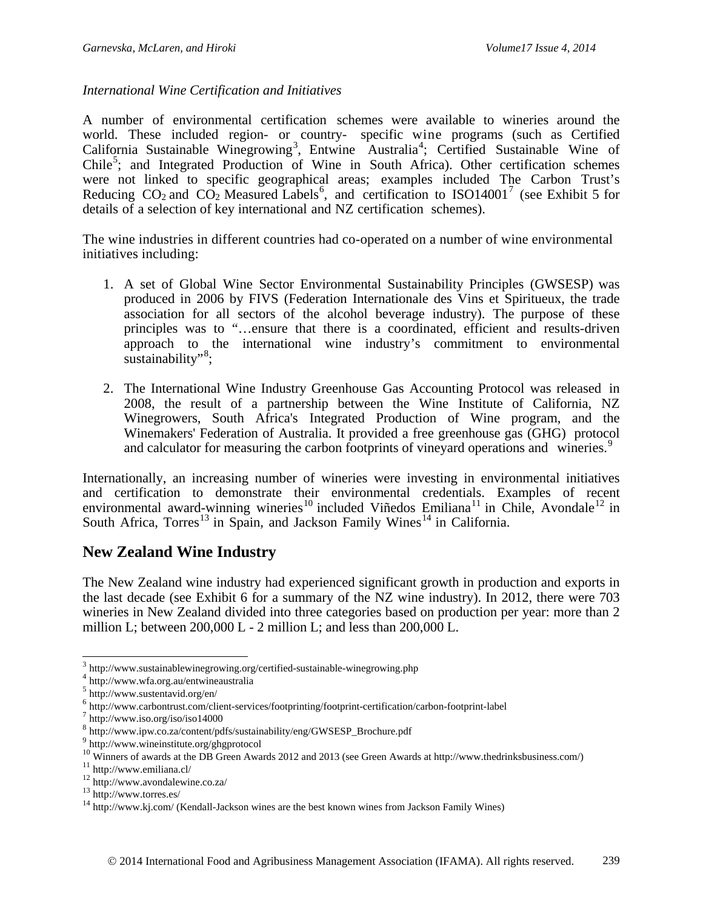*International Wine Certification and Initiatives*

A number of environmental certification schemes were available to wineries around the world. These included region- or country- specific wine programs (such as Certified California Sustainable Winegrowing[3], Entwine Australia[4]; Certified Sustainable Wine of Chile[5]; and Integrated Production of Wine in South Africa). Other certification schemes were not linked to specific geographical areas; examples included The Carbon Trust's Reducing $CO_2$ and $CO_2$ Measured Labels[6], and certification to ISO14001[7] (see Exhibit 5 for details of a selection of key international and NZ certification schemes).

The wine industries in different countries had co-operated on a number of wine environmental initiatives including:

1. A set of Global Wine Sector Environmental Sustainability Principles (GWSESP) was produced in 2006 by FIVS (Federation Internationale des Vins et Spiritueux, the trade association for all sectors of the alcohol beverage industry). The purpose of these principles was to "…ensure that there is a coordinated, efficient and results-driven approach to the international wine industry's commitment to environmental sustainability"[8];
2. The International Wine Industry Greenhouse Gas Accounting Protocol was released in 2008, the result of a partnership between the Wine Institute of California, NZ Winegrowers, South Africa's Integrated Production of Wine program, and the Winemakers' Federation of Australia. It provided a free greenhouse gas (GHG) protocol and calculator for measuring the carbon footprints of vineyard operations and wineries.[9]

Internationally, an increasing number of wineries were investing in environmental initiatives and certification to demonstrate their environmental credentials. Examples of recent environmental award-winning wineries[10] included Viñedos Emiliana[11] in Chile, Avondale[12] in South Africa, Torres[13] in Spain, and Jackson Family Wines[14] in California.

## New Zealand Wine Industry

The New Zealand wine industry had experienced significant growth in production and exports in the last decade (see Exhibit 6 for a summary of the NZ wine industry). In 2012, there were 703 wineries in New Zealand divided into three categories based on production per year: more than 2 million L; between 200,000 L - 2 million L; and less than 200,000 L.

---

[3] http://www.sustainablewinegrowing.org/certified-sustainable-winegrowing.php
[4] http://www.wfa.org.au/entwineaustralia
[5] http://www.sustentavid.org/en/
[6] http://www.carbontrust.com/client-services/footprinting/footprint-certification/carbon-footprint-label
[7] http://www.iso.org/iso/iso14000
[8] http://www.ipw.co.za/content/pdfs/sustainability/eng/GWSESP_Brochure.pdf
[9] http://www.wineinstitute.org/ghgprotocol
[10] Winners of awards at the DB Green Awards 2012 and 2013 (see Green Awards at http://www.thedrinksbusiness.com/)
[11] http://www.emiliana.cl/
[12] http://www.avondalewine.co.za/
[13] http://www.torres.es/
[14] http://www.kj.com/ (Kendall-Jackson wines are the best known wines from Jackson Family Wines)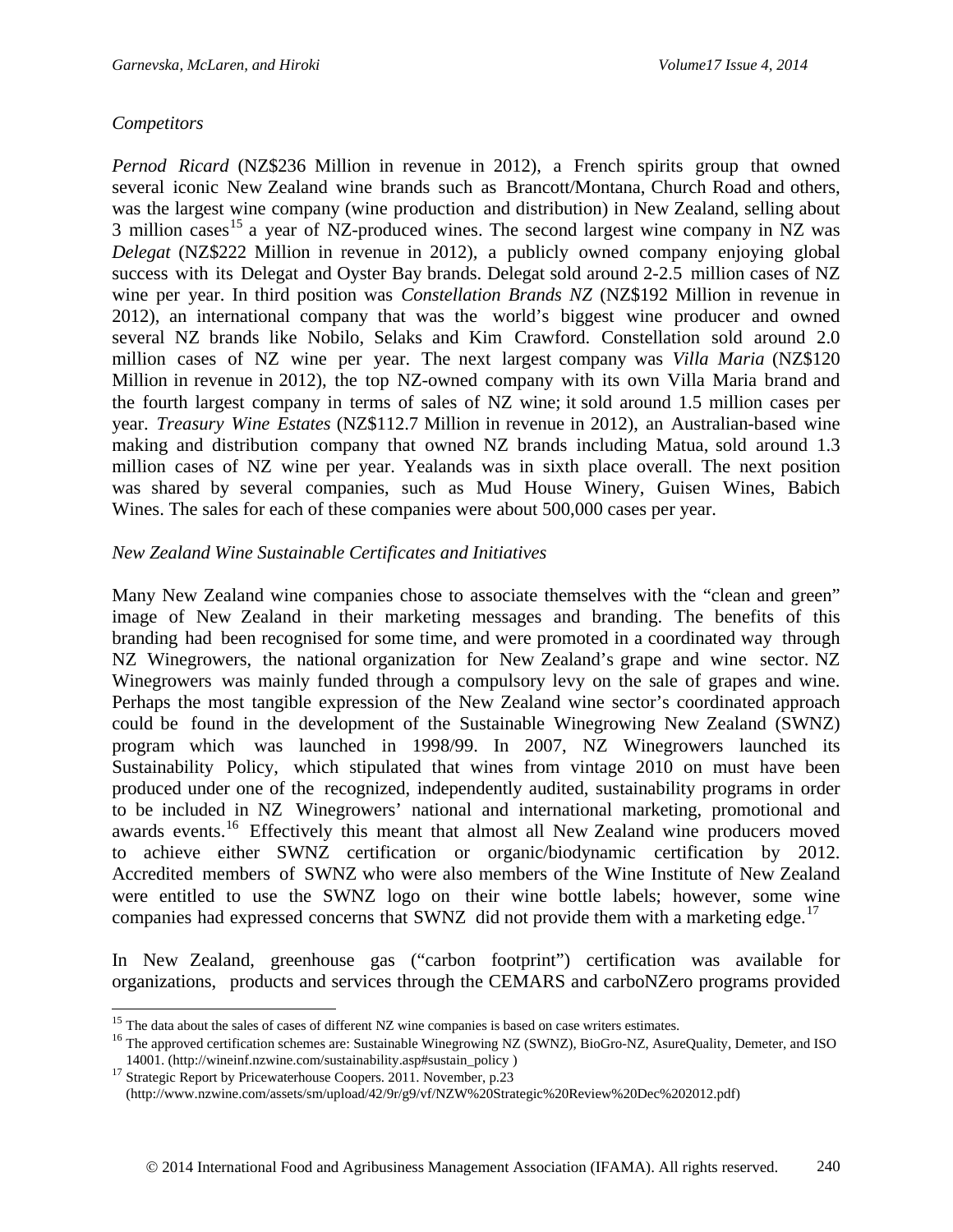*Competitors*

*Pernod Ricard* (NZ$236 Million in revenue in 2012), a French spirits group that owned several iconic New Zealand wine brands such as Brancott/Montana, Church Road and others, was the largest wine company (wine production and distribution) in New Zealand, selling about 3 million cases[15] a year of NZ-produced wines. The second largest wine company in NZ was *Delegat* (NZ$222 Million in revenue in 2012), a publicly owned company enjoying global success with its Delegat and Oyster Bay brands. Delegat sold around 2-2.5 million cases of NZ wine per year. In third position was *Constellation Brands NZ* (NZ$192 Million in revenue in 2012), an international company that was the world's biggest wine producer and owned several NZ brands like Nobilo, Selaks and Kim Crawford. Constellation sold around 2.0 million cases of NZ wine per year. The next largest company was *Villa Maria* (NZ$120 Million in revenue in 2012), the top NZ-owned company with its own Villa Maria brand and the fourth largest company in terms of sales of NZ wine; it sold around 1.5 million cases per year. *Treasury Wine Estates* (NZ$112.7 Million in revenue in 2012), an Australian-based wine making and distribution company that owned NZ brands including Matua, sold around 1.3 million cases of NZ wine per year. Yealands was in sixth place overall. The next position was shared by several companies, such as Mud House Winery, Guisen Wines, Babich Wines. The sales for each of these companies were about 500,000 cases per year.

*New Zealand Wine Sustainable Certificates and Initiatives*

Many New Zealand wine companies chose to associate themselves with the "clean and green" image of New Zealand in their marketing messages and branding. The benefits of this branding had been recognised for some time, and were promoted in a coordinated way through NZ Winegrowers, the national organization for New Zealand's grape and wine sector. NZ Winegrowers was mainly funded through a compulsory levy on the sale of grapes and wine. Perhaps the most tangible expression of the New Zealand wine sector's coordinated approach could be found in the development of the Sustainable Winegrowing New Zealand (SWNZ) program which was launched in 1998/99. In 2007, NZ Winegrowers launched its Sustainability Policy, which stipulated that wines from vintage 2010 on must have been produced under one of the recognized, independently audited, sustainability programs in order to be included in NZ Winegrowers' national and international marketing, promotional and awards events.[16] Effectively this meant that almost all New Zealand wine producers moved to achieve either SWNZ certification or organic/biodynamic certification by 2012. Accredited members of SWNZ who were also members of the Wine Institute of New Zealand were entitled to use the SWNZ logo on their wine bottle labels; however, some wine companies had expressed concerns that SWNZ did not provide them with a marketing edge.[17]

In New Zealand, greenhouse gas ("carbon footprint") certification was available for organizations, products and services through the CEMARS and carboNZero programs provided

---

[15] The data about the sales of cases of different NZ wine companies is based on case writers estimates.

[16] The approved certification schemes are: Sustainable Winegrowing NZ (SWNZ), BioGro-NZ, AsureQuality, Demeter, and ISO 14001. (http://wineinf.nzwine.com/sustainability.asp#sustain_policy )

[17] Strategic Report by Pricewaterhouse Coopers. 2011. November, p.23 (http://www.nzwine.com/assets/sm/upload/42/9r/g9/vf/NZW%20Strategic%20Review%20Dec%202012.pdf)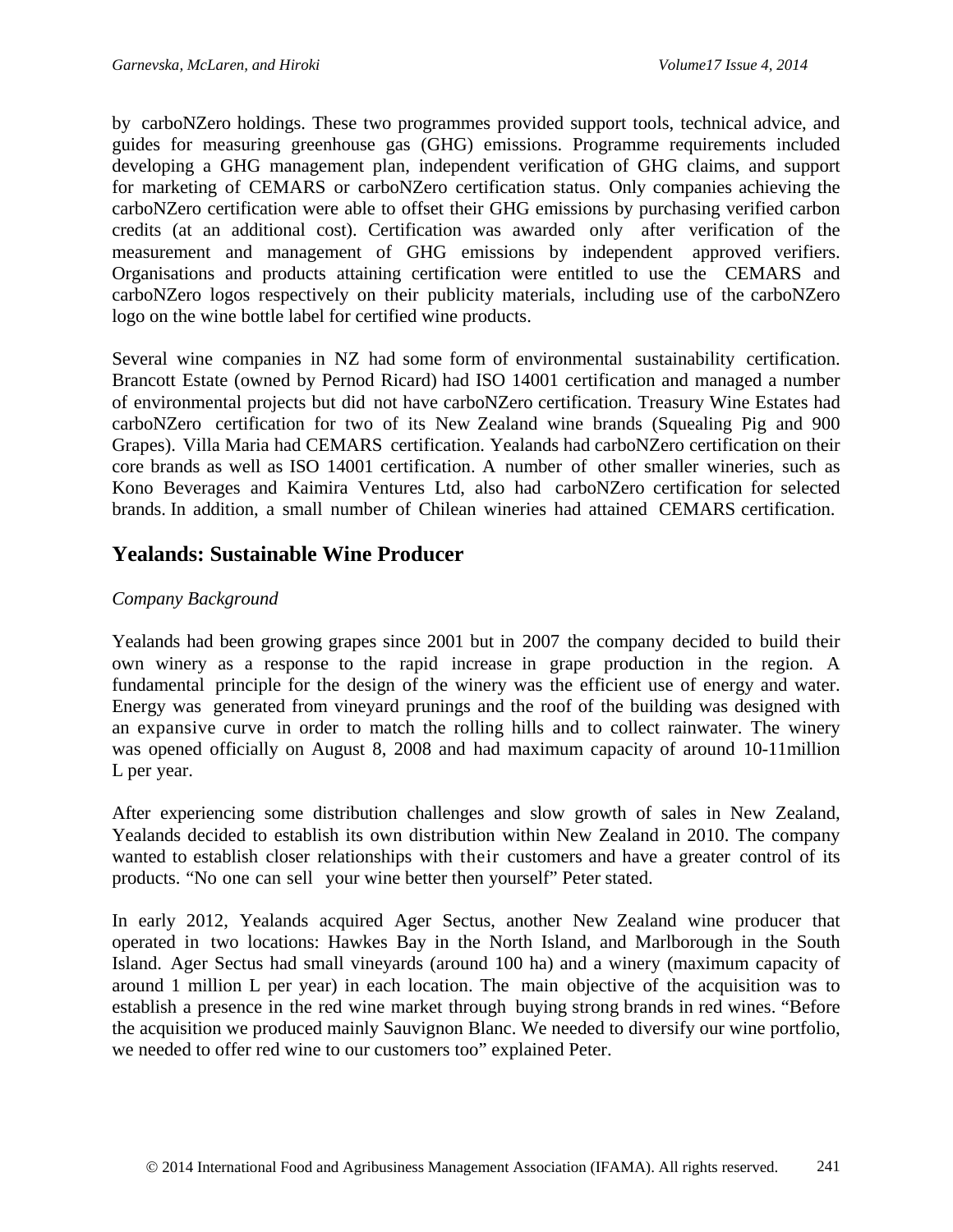by carboNZero holdings. These two programmes provided support tools, technical advice, and guides for measuring greenhouse gas (GHG) emissions. Programme requirements included developing a GHG management plan, independent verification of GHG claims, and support for marketing of CEMARS or carboNZero certification status. Only companies achieving the carboNZero certification were able to offset their GHG emissions by purchasing verified carbon credits (at an additional cost). Certification was awarded only after verification of the measurement and management of GHG emissions by independent approved verifiers. Organisations and products attaining certification were entitled to use the CEMARS and carboNZero logos respectively on their publicity materials, including use of the carboNZero logo on the wine bottle label for certified wine products.

Several wine companies in NZ had some form of environmental sustainability certification. Brancott Estate (owned by Pernod Ricard) had ISO 14001 certification and managed a number of environmental projects but did not have carboNZero certification. Treasury Wine Estates had carboNZero certification for two of its New Zealand wine brands (Squealing Pig and 900 Grapes). Villa Maria had CEMARS certification. Yealands had carboNZero certification on their core brands as well as ISO 14001 certification. A number of other smaller wineries, such as Kono Beverages and Kaimira Ventures Ltd, also had carboNZero certification for selected brands. In addition, a small number of Chilean wineries had attained CEMARS certification.

## Yealands: Sustainable Wine Producer

*Company Background*

Yealands had been growing grapes since 2001 but in 2007 the company decided to build their own winery as a response to the rapid increase in grape production in the region. A fundamental principle for the design of the winery was the efficient use of energy and water. Energy was generated from vineyard prunings and the roof of the building was designed with an expansive curve in order to match the rolling hills and to collect rainwater. The winery was opened officially on August 8, 2008 and had maximum capacity of around 10-11million L per year.

After experiencing some distribution challenges and slow growth of sales in New Zealand, Yealands decided to establish its own distribution within New Zealand in 2010. The company wanted to establish closer relationships with their customers and have a greater control of its products. "No one can sell your wine better then yourself" Peter stated.

In early 2012, Yealands acquired Ager Sectus, another New Zealand wine producer that operated in two locations: Hawkes Bay in the North Island, and Marlborough in the South Island. Ager Sectus had small vineyards (around 100 ha) and a winery (maximum capacity of around 1 million L per year) in each location. The main objective of the acquisition was to establish a presence in the red wine market through buying strong brands in red wines. "Before the acquisition we produced mainly Sauvignon Blanc. We needed to diversify our wine portfolio, we needed to offer red wine to our customers too" explained Peter.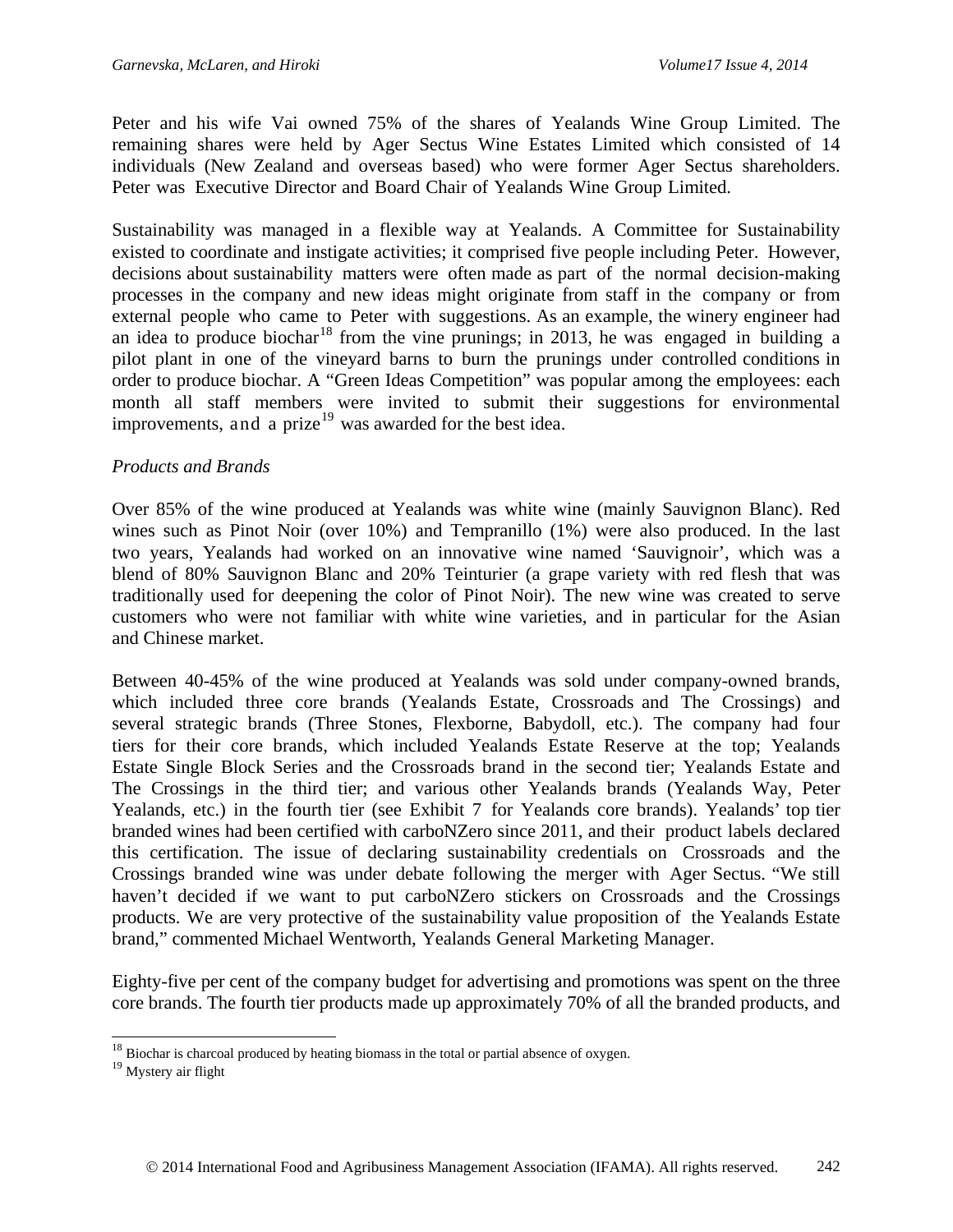Peter and his wife Vai owned 75% of the shares of Yealands Wine Group Limited. The remaining shares were held by Ager Sectus Wine Estates Limited which consisted of 14 individuals (New Zealand and overseas based) who were former Ager Sectus shareholders. Peter was Executive Director and Board Chair of Yealands Wine Group Limited.

Sustainability was managed in a flexible way at Yealands. A Committee for Sustainability existed to coordinate and instigate activities; it comprised five people including Peter. However, decisions about sustainability matters were often made as part of the normal decision-making processes in the company and new ideas might originate from staff in the company or from external people who came to Peter with suggestions. As an example, the winery engineer had an idea to produce biochar[18] from the vine prunings; in 2013, he was engaged in building a pilot plant in one of the vineyard barns to burn the prunings under controlled conditions in order to produce biochar. A "Green Ideas Competition" was popular among the employees: each month all staff members were invited to submit their suggestions for environmental improvements, and a prize[19] was awarded for the best idea.

*Products and Brands*

Over 85% of the wine produced at Yealands was white wine (mainly Sauvignon Blanc). Red wines such as Pinot Noir (over 10%) and Tempranillo (1%) were also produced. In the last two years, Yealands had worked on an innovative wine named 'Sauvignoir', which was a blend of 80% Sauvignon Blanc and 20% Teinturier (a grape variety with red flesh that was traditionally used for deepening the color of Pinot Noir). The new wine was created to serve customers who were not familiar with white wine varieties, and in particular for the Asian and Chinese market.

Between 40-45% of the wine produced at Yealands was sold under company-owned brands, which included three core brands (Yealands Estate, Crossroads and The Crossings) and several strategic brands (Three Stones, Flexborne, Babydoll, etc.). The company had four tiers for their core brands, which included Yealands Estate Reserve at the top; Yealands Estate Single Block Series and the Crossroads brand in the second tier; Yealands Estate and The Crossings in the third tier; and various other Yealands brands (Yealands Way, Peter Yealands, etc.) in the fourth tier (see Exhibit 7 for Yealands core brands). Yealands' top tier branded wines had been certified with carboNZero since 2011, and their product labels declared this certification. The issue of declaring sustainability credentials on Crossroads and the Crossings branded wine was under debate following the merger with Ager Sectus. "We still haven't decided if we want to put carboNZero stickers on Crossroads and the Crossings products. We are very protective of the sustainability value proposition of the Yealands Estate brand," commented Michael Wentworth, Yealands General Marketing Manager.

Eighty-five per cent of the company budget for advertising and promotions was spent on the three core brands. The fourth tier products made up approximately 70% of all the branded products, and

[18] Biochar is charcoal produced by heating biomass in the total or partial absence of oxygen.

[19] Mystery air flight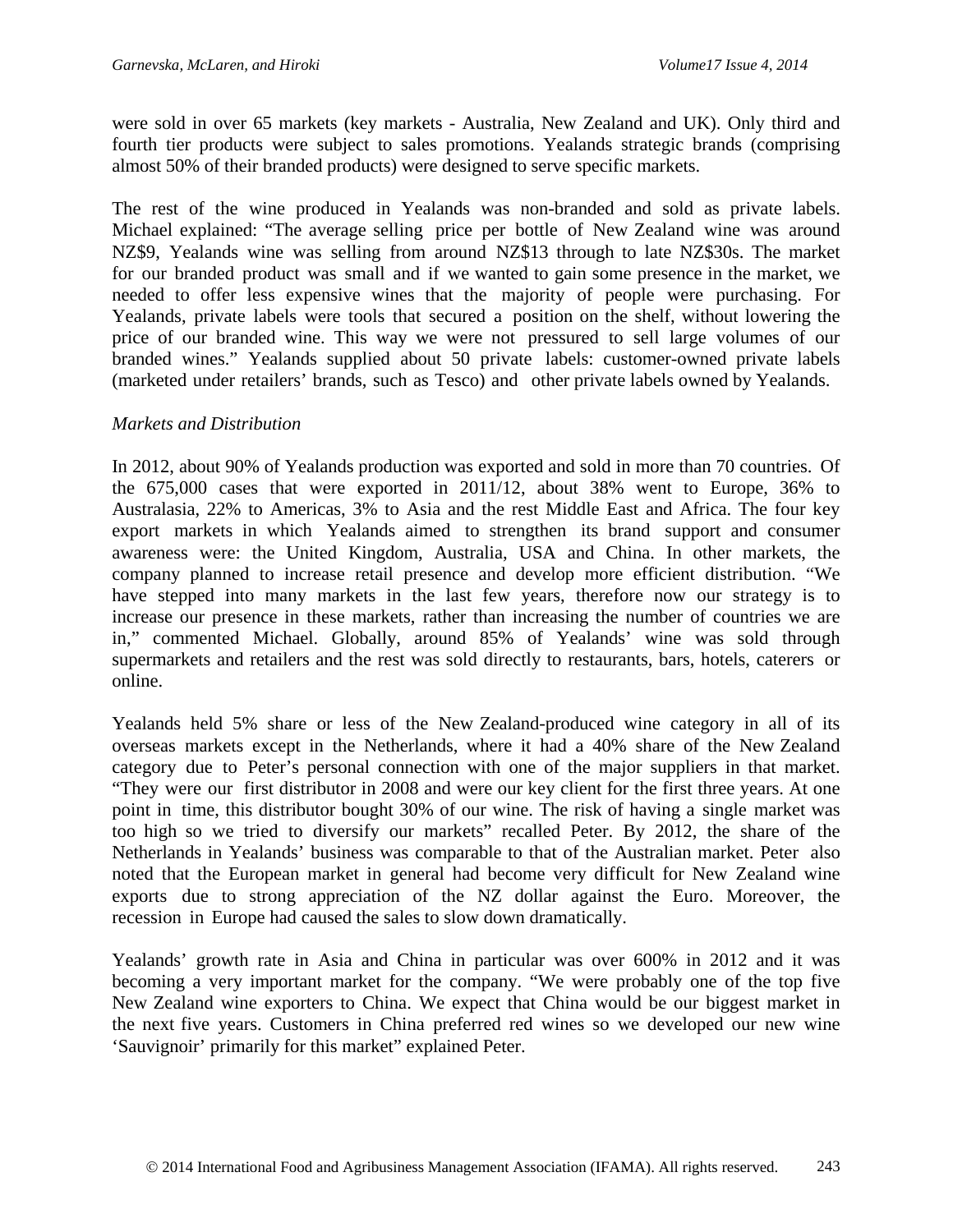were sold in over 65 markets (key markets - Australia, New Zealand and UK). Only third and fourth tier products were subject to sales promotions. Yealands strategic brands (comprising almost 50% of their branded products) were designed to serve specific markets.

The rest of the wine produced in Yealands was non-branded and sold as private labels. Michael explained: "The average selling price per bottle of New Zealand wine was around NZ$9, Yealands wine was selling from around NZ$13 through to late NZ$30s. The market for our branded product was small and if we wanted to gain some presence in the market, we needed to offer less expensive wines that the majority of people were purchasing. For Yealands, private labels were tools that secured a position on the shelf, without lowering the price of our branded wine. This way we were not pressured to sell large volumes of our branded wines." Yealands supplied about 50 private labels: customer-owned private labels (marketed under retailers' brands, such as Tesco) and other private labels owned by Yealands.

*Markets and Distribution*

In 2012, about 90% of Yealands production was exported and sold in more than 70 countries. Of the 675,000 cases that were exported in 2011/12, about 38% went to Europe, 36% to Australasia, 22% to Americas, 3% to Asia and the rest Middle East and Africa. The four key export markets in which Yealands aimed to strengthen its brand support and consumer awareness were: the United Kingdom, Australia, USA and China. In other markets, the company planned to increase retail presence and develop more efficient distribution. "We have stepped into many markets in the last few years, therefore now our strategy is to increase our presence in these markets, rather than increasing the number of countries we are in," commented Michael. Globally, around 85% of Yealands' wine was sold through supermarkets and retailers and the rest was sold directly to restaurants, bars, hotels, caterers or online.

Yealands held 5% share or less of the New Zealand-produced wine category in all of its overseas markets except in the Netherlands, where it had a 40% share of the New Zealand category due to Peter's personal connection with one of the major suppliers in that market. "They were our first distributor in 2008 and were our key client for the first three years. At one point in time, this distributor bought 30% of our wine. The risk of having a single market was too high so we tried to diversify our markets" recalled Peter. By 2012, the share of the Netherlands in Yealands' business was comparable to that of the Australian market. Peter also noted that the European market in general had become very difficult for New Zealand wine exports due to strong appreciation of the NZ dollar against the Euro. Moreover, the recession in Europe had caused the sales to slow down dramatically.

Yealands' growth rate in Asia and China in particular was over 600% in 2012 and it was becoming a very important market for the company. "We were probably one of the top five New Zealand wine exporters to China. We expect that China would be our biggest market in the next five years. Customers in China preferred red wines so we developed our new wine 'Sauvignoir' primarily for this market" explained Peter.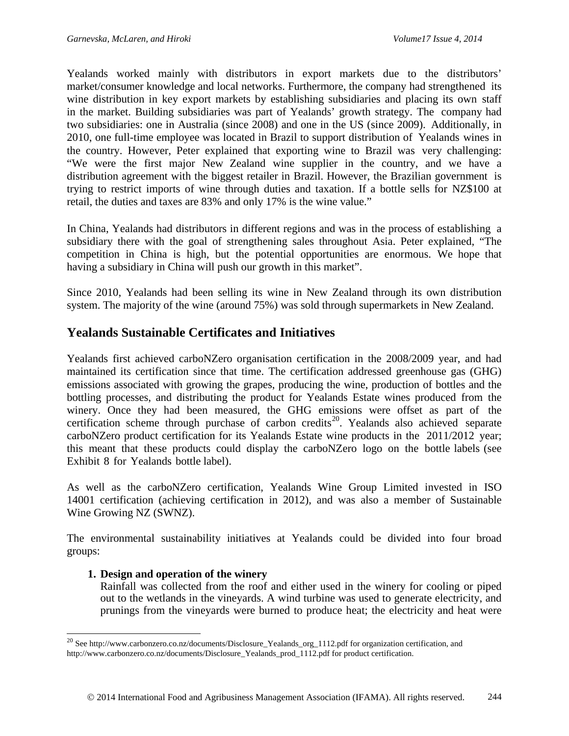Yealands worked mainly with distributors in export markets due to the distributors' market/consumer knowledge and local networks. Furthermore, the company had strengthened its wine distribution in key export markets by establishing subsidiaries and placing its own staff in the market. Building subsidiaries was part of Yealands' growth strategy. The company had two subsidiaries: one in Australia (since 2008) and one in the US (since 2009). Additionally, in 2010, one full-time employee was located in Brazil to support distribution of Yealands wines in the country. However, Peter explained that exporting wine to Brazil was very challenging: "We were the first major New Zealand wine supplier in the country, and we have a distribution agreement with the biggest retailer in Brazil. However, the Brazilian government is trying to restrict imports of wine through duties and taxation. If a bottle sells for NZ$100 at retail, the duties and taxes are 83% and only 17% is the wine value."

In China, Yealands had distributors in different regions and was in the process of establishing a subsidiary there with the goal of strengthening sales throughout Asia. Peter explained, "The competition in China is high, but the potential opportunities are enormous. We hope that having a subsidiary in China will push our growth in this market".

Since 2010, Yealands had been selling its wine in New Zealand through its own distribution system. The majority of the wine (around 75%) was sold through supermarkets in New Zealand.

## Yealands Sustainable Certificates and Initiatives

Yealands first achieved carboNZero organisation certification in the 2008/2009 year, and had maintained its certification since that time. The certification addressed greenhouse gas (GHG) emissions associated with growing the grapes, producing the wine, production of bottles and the bottling processes, and distributing the product for Yealands Estate wines produced from the winery. Once they had been measured, the GHG emissions were offset as part of the certification scheme through purchase of carbon credits[20]. Yealands also achieved separate carboNZero product certification for its Yealands Estate wine products in the 2011/2012 year; this meant that these products could display the carboNZero logo on the bottle labels (see Exhibit 8 for Yealands bottle label).

As well as the carboNZero certification, Yealands Wine Group Limited invested in ISO 14001 certification (achieving certification in 2012), and was also a member of Sustainable Wine Growing NZ (SWNZ).

The environmental sustainability initiatives at Yealands could be divided into four broad groups:

1. **Design and operation of the winery**
   Rainfall was collected from the roof and either used in the winery for cooling or piped out to the wetlands in the vineyards. A wind turbine was used to generate electricity, and prunings from the vineyards were burned to produce heat; the electricity and heat were

[20] See http://www.carbonzero.co.nz/documents/Disclosure_Yealands_org_1112.pdf for organization certification, and http://www.carbonzero.co.nz/documents/Disclosure_Yealands_prod_1112.pdf for product certification.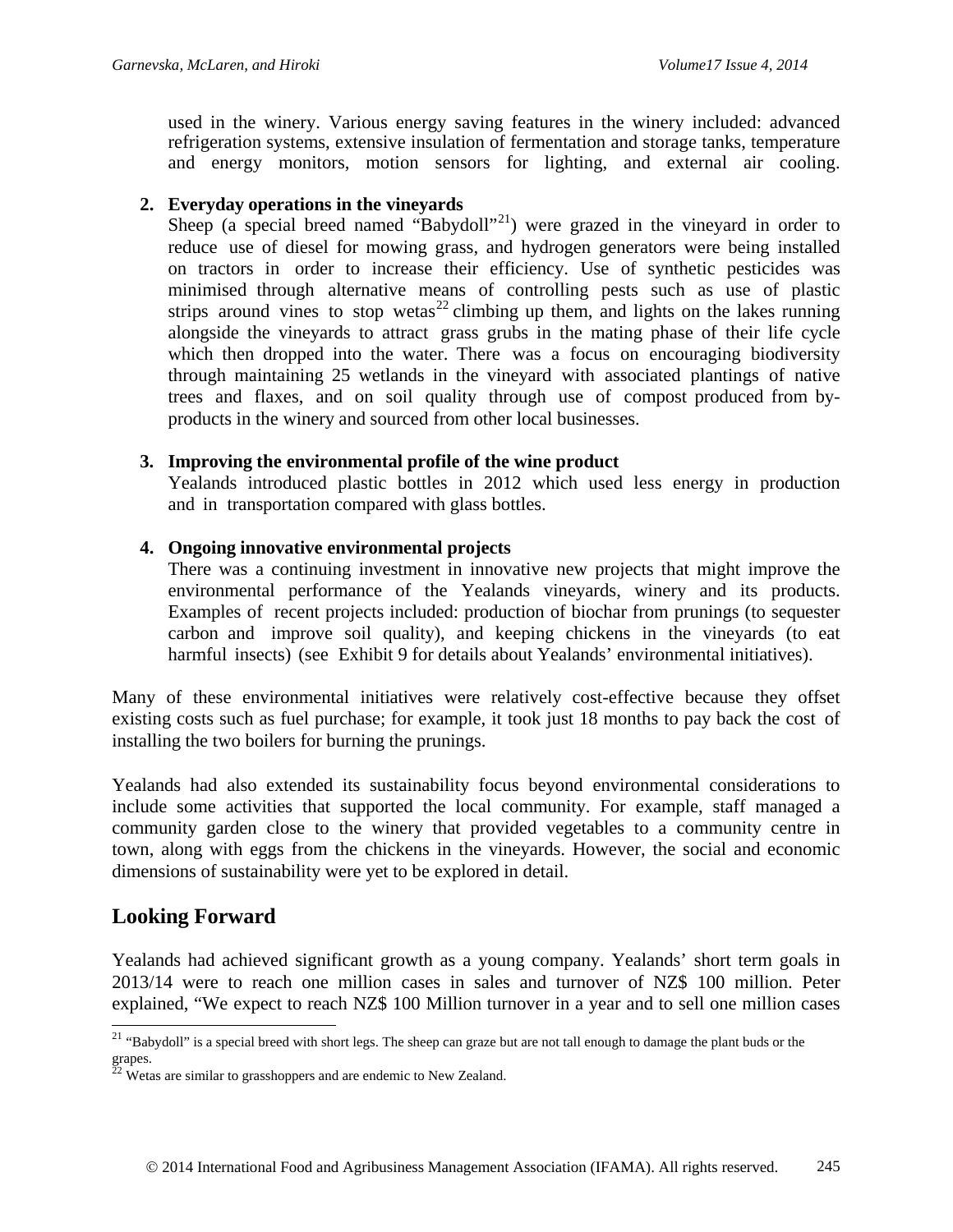used in the winery. Various energy saving features in the winery included: advanced refrigeration systems, extensive insulation of fermentation and storage tanks, temperature and energy monitors, motion sensors for lighting, and external air cooling.

2. **Everyday operations in the vineyards**
   Sheep (a special breed named "Babydoll"[21]) were grazed in the vineyard in order to reduce use of diesel for mowing grass, and hydrogen generators were being installed on tractors in order to increase their efficiency. Use of synthetic pesticides was minimised through alternative means of controlling pests such as use of plastic strips around vines to stop wetas[22] climbing up them, and lights on the lakes running alongside the vineyards to attract grass grubs in the mating phase of their life cycle which then dropped into the water. There was a focus on encouraging biodiversity through maintaining 25 wetlands in the vineyard with associated plantings of native trees and flaxes, and on soil quality through use of compost produced from by-products in the winery and sourced from other local businesses.

3. **Improving the environmental profile of the wine product**
   Yealands introduced plastic bottles in 2012 which used less energy in production and in transportation compared with glass bottles.

4. **Ongoing innovative environmental projects**
   There was a continuing investment in innovative new projects that might improve the environmental performance of the Yealands vineyards, winery and its products. Examples of recent projects included: production of biochar from prunings (to sequester carbon and improve soil quality), and keeping chickens in the vineyards (to eat harmful insects) (see Exhibit 9 for details about Yealands' environmental initiatives).

Many of these environmental initiatives were relatively cost-effective because they offset existing costs such as fuel purchase; for example, it took just 18 months to pay back the cost of installing the two boilers for burning the prunings.

Yealands had also extended its sustainability focus beyond environmental considerations to include some activities that supported the local community. For example, staff managed a community garden close to the winery that provided vegetables to a community centre in town, along with eggs from the chickens in the vineyards. However, the social and economic dimensions of sustainability were yet to be explored in detail.

## Looking Forward

Yealands had achieved significant growth as a young company. Yealands' short term goals in 2013/14 were to reach one million cases in sales and turnover of NZ$ 100 million. Peter explained, "We expect to reach NZ$ 100 Million turnover in a year and to sell one million cases

---

[21] "Babydoll" is a special breed with short legs. The sheep can graze but are not tall enough to damage the plant buds or the grapes.

[22] Wetas are similar to grasshoppers and are endemic to New Zealand.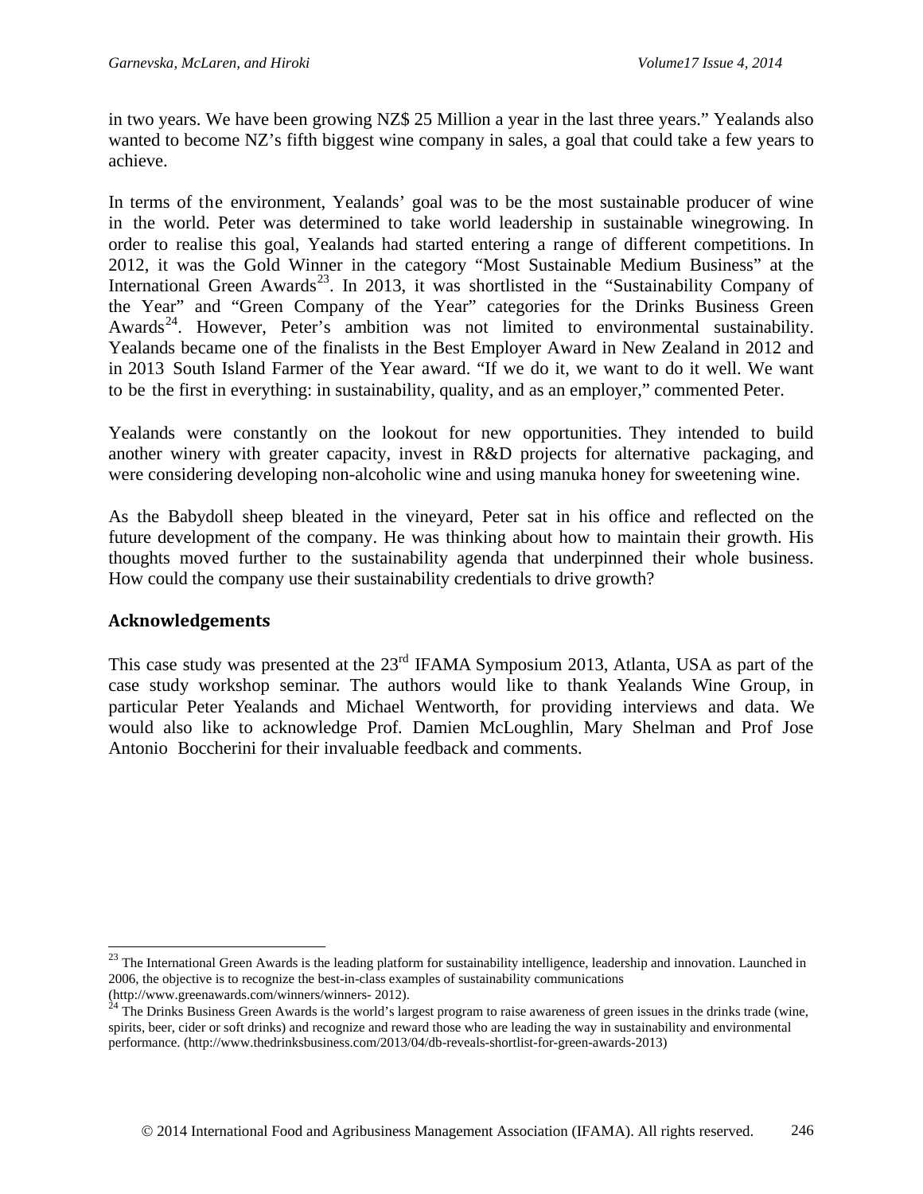in two years. We have been growing NZ$ 25 Million a year in the last three years." Yealands also wanted to become NZ's fifth biggest wine company in sales, a goal that could take a few years to achieve.

In terms of the environment, Yealands' goal was to be the most sustainable producer of wine in the world. Peter was determined to take world leadership in sustainable winegrowing. In order to realise this goal, Yealands had started entering a range of different competitions. In 2012, it was the Gold Winner in the category "Most Sustainable Medium Business" at the International Green Awards[23]. In 2013, it was shortlisted in the "Sustainability Company of the Year" and "Green Company of the Year" categories for the Drinks Business Green Awards[24]. However, Peter's ambition was not limited to environmental sustainability. Yealands became one of the finalists in the Best Employer Award in New Zealand in 2012 and in 2013 South Island Farmer of the Year award. "If we do it, we want to do it well. We want to be the first in everything: in sustainability, quality, and as an employer," commented Peter.

Yealands were constantly on the lookout for new opportunities. They intended to build another winery with greater capacity, invest in R&D projects for alternative packaging, and were considering developing non-alcoholic wine and using manuka honey for sweetening wine.

As the Babydoll sheep bleated in the vineyard, Peter sat in his office and reflected on the future development of the company. He was thinking about how to maintain their growth. His thoughts moved further to the sustainability agenda that underpinned their whole business. How could the company use their sustainability credentials to drive growth?

## Acknowledgements

This case study was presented at the 23rd IFAMA Symposium 2013, Atlanta, USA as part of the case study workshop seminar. The authors would like to thank Yealands Wine Group, in particular Peter Yealands and Michael Wentworth, for providing interviews and data. We would also like to acknowledge Prof. Damien McLoughlin, Mary Shelman and Prof Jose Antonio Boccherini for their invaluable feedback and comments.

---

[23] The International Green Awards is the leading platform for sustainability intelligence, leadership and innovation. Launched in 2006, the objective is to recognize the best-in-class examples of sustainability communications (http://www.greenawards.com/winners/winners- 2012).

[24] The Drinks Business Green Awards is the world's largest program to raise awareness of green issues in the drinks trade (wine, spirits, beer, cider or soft drinks) and recognize and reward those who are leading the way in sustainability and environmental performance. (http://www.thedrinksbusiness.com/2013/04/db-reveals-shortlist-for-green-awards-2013)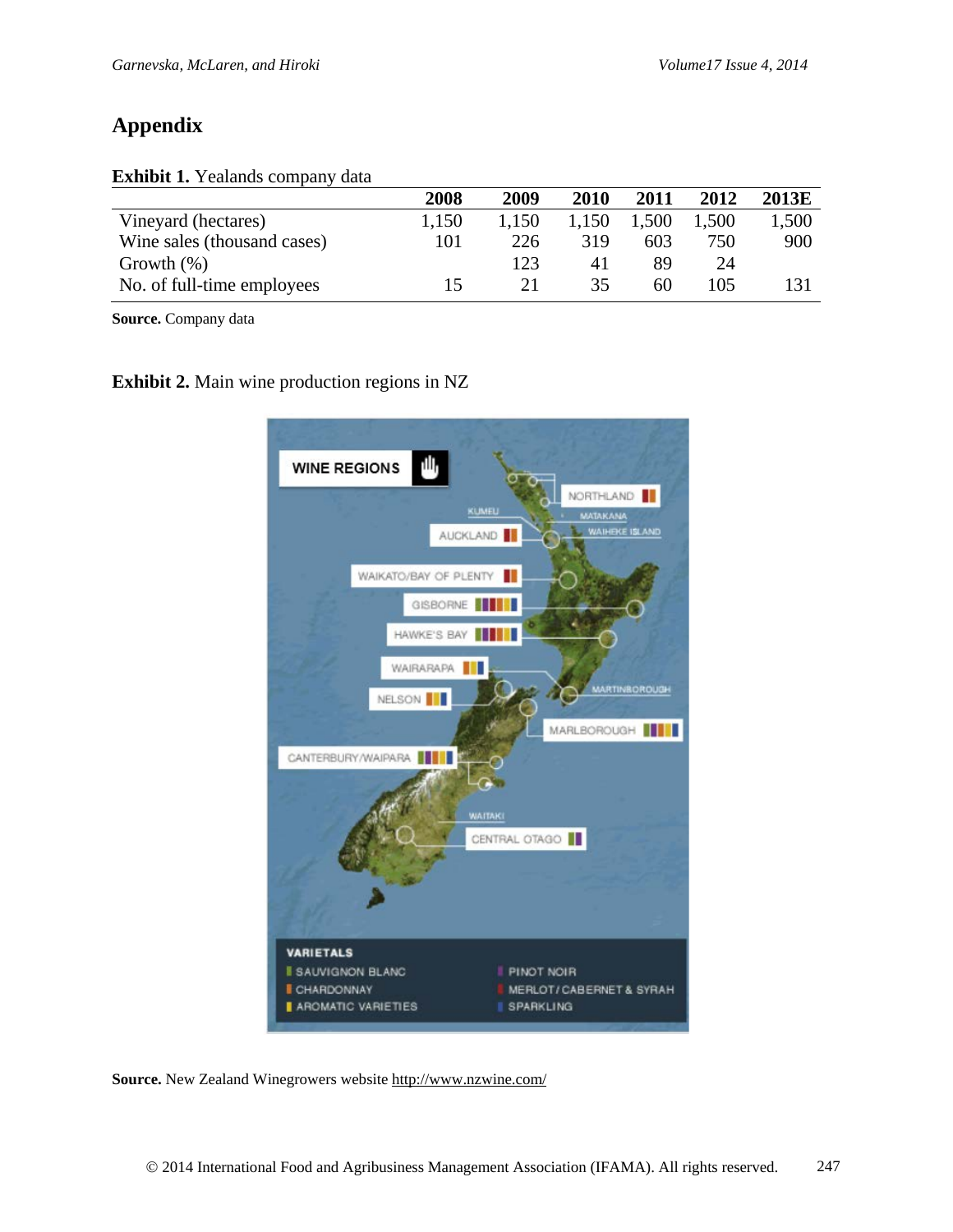# Appendix

**Exhibit 1.** Yealands company data

| | 2008 | 2009 | 2010 | 2011 | 2012 | 2013E |
|---|---|---|---|---|---|---|
| Vineyard (hectares) | 1,150 | 1,150 | 1,150 | 1,500 | 1,500 | 1,500 |
| Wine sales (thousand cases) | 101 | 226 | 319 | 603 | 750 | 900 |
| Growth (%) | | 123 | 41 | 89 | 24 | |
| No. of full-time employees | 15 | 21 | 35 | 60 | 105 | 131 |

**Source.** Company data

**Exhibit 2.** Main wine production regions in NZ

**Source.** New Zealand Winegrowers website http://www.nzwine.com/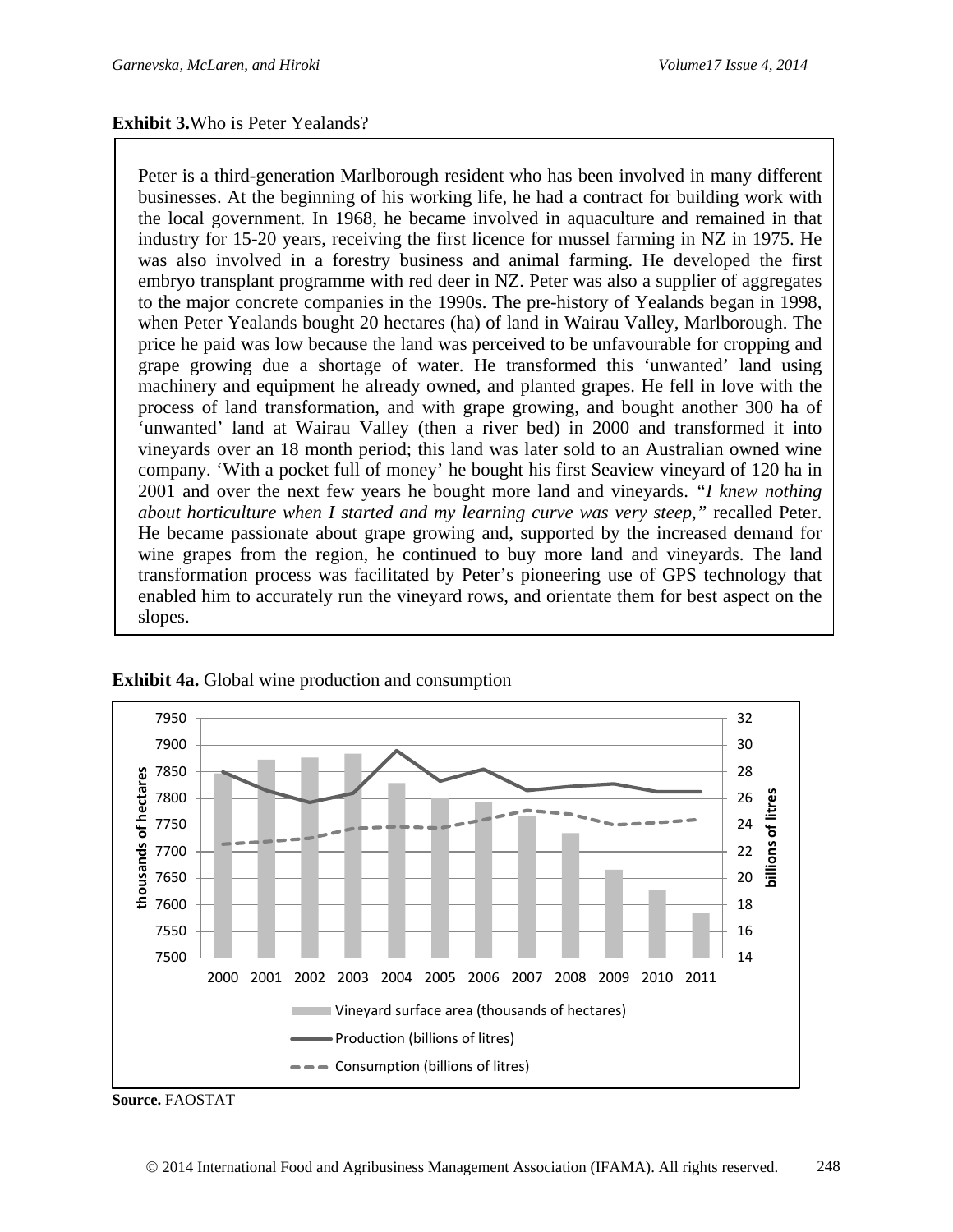**Exhibit 3.** Who is Peter Yealands?

Peter is a third-generation Marlborough resident who has been involved in many different businesses. At the beginning of his working life, he had a contract for building work with the local government. In 1968, he became involved in aquaculture and remained in that industry for 15-20 years, receiving the first licence for mussel farming in NZ in 1975. He was also involved in a forestry business and animal farming. He developed the first embryo transplant programme with red deer in NZ. Peter was also a supplier of aggregates to the major concrete companies in the 1990s. The pre-history of Yealands began in 1998, when Peter Yealands bought 20 hectares (ha) of land in Wairau Valley, Marlborough. The price he paid was low because the land was perceived to be unfavourable for cropping and grape growing due a shortage of water. He transformed this 'unwanted' land using machinery and equipment he already owned, and planted grapes. He fell in love with the process of land transformation, and with grape growing, and bought another 300 ha of 'unwanted' land at Wairau Valley (then a river bed) in 2000 and transformed it into vineyards over an 18 month period; this land was later sold to an Australian owned wine company. 'With a pocket full of money' he bought his first Seaview vineyard of 120 ha in 2001 and over the next few years he bought more land and vineyards. *"I knew nothing about horticulture when I started and my learning curve was very steep,"* recalled Peter. He became passionate about grape growing and, supported by the increased demand for wine grapes from the region, he continued to buy more land and vineyards. The land transformation process was facilitated by Peter's pioneering use of GPS technology that enabled him to accurately run the vineyard rows, and orientate them for best aspect on the slopes.

**Exhibit 4a.** Global wine production and consumption

**Source.** FAOSTAT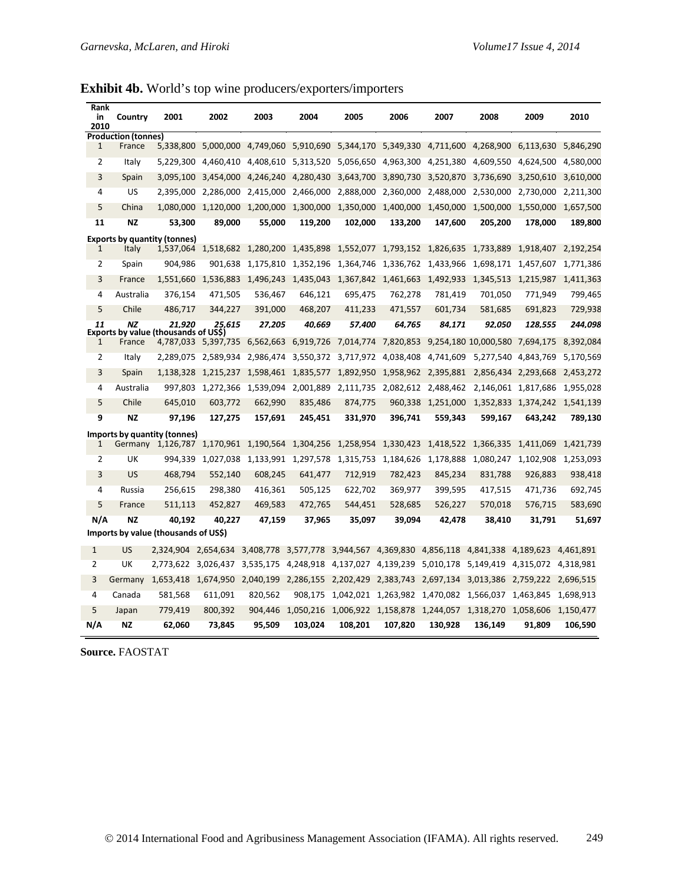**Exhibit 4b.** World's top wine producers/exporters/importers

| Rank in 2010 | Country | 2001 | 2002 | 2003 | 2004 | 2005 | 2006 | 2007 | 2008 | 2009 | 2010 |
|---|---|---|---|---|---|---|---|---|---|---|---|
| **Production (tonnes)** | | | | | | | | | | | |
| 1 | France | 5,338,800 | 5,000,000 | 4,749,060 | 5,910,690 | 5,344,170 | 5,349,330 | 4,711,600 | 4,268,900 | 6,113,630 | 5,846,290 |
| 2 | Italy | 5,229,300 | 4,460,410 | 4,408,610 | 5,313,520 | 5,056,650 | 4,963,300 | 4,251,380 | 4,609,550 | 4,624,500 | 4,580,000 |
| 3 | Spain | 3,095,100 | 3,454,000 | 4,246,240 | 4,280,430 | 3,643,700 | 3,890,730 | 3,520,870 | 3,736,690 | 3,250,610 | 3,610,000 |
| 4 | US | 2,395,000 | 2,286,000 | 2,415,000 | 2,466,000 | 2,888,000 | 2,360,000 | 2,488,000 | 2,530,000 | 2,730,000 | 2,211,300 |
| 5 | China | 1,080,000 | 1,120,000 | 1,200,000 | 1,300,000 | 1,350,000 | 1,400,000 | 1,450,000 | 1,500,000 | 1,550,000 | 1,657,500 |
| **11** | **NZ** | **53,300** | **89,000** | **55,000** | **119,200** | **102,000** | **133,200** | **147,600** | **205,200** | **178,000** | **189,800** |
| **Exports by quantity (tonnes)** | | | | | | | | | | | |
| 1 | Italy | 1,537,064 | 1,518,682 | 1,280,200 | 1,435,898 | 1,552,077 | 1,793,152 | 1,826,635 | 1,733,889 | 1,918,407 | 2,192,254 |
| 2 | Spain | 904,986 | 901,638 | 1,175,810 | 1,352,196 | 1,364,746 | 1,336,762 | 1,433,966 | 1,698,171 | 1,457,607 | 1,771,386 |
| 3 | France | 1,551,660 | 1,536,883 | 1,496,243 | 1,435,043 | 1,367,842 | 1,461,663 | 1,492,933 | 1,345,513 | 1,215,987 | 1,411,363 |
| 4 | Australia | 376,154 | 471,505 | 536,467 | 646,121 | 695,475 | 762,278 | 781,419 | 701,050 | 771,949 | 799,465 |
| 5 | Chile | 486,717 | 344,227 | 391,000 | 468,207 | 411,233 | 471,557 | 601,734 | 581,685 | 691,823 | 729,938 |
| ***11*** | ***NZ*** | ***21,920*** | ***25,615*** | ***27,205*** | ***40,669*** | ***57,400*** | ***64,765*** | ***84,171*** | ***92,050*** | ***128,555*** | ***244,098*** |
| **Exports by value (thousands of US$)** | | | | | | | | | | | |
| 1 | France | 4,787,033 | 5,397,735 | 6,562,663 | 6,919,726 | 7,014,774 | 7,820,853 | 9,254,180 | 10,000,580 | 7,694,175 | 8,392,084 |
| 2 | Italy | 2,289,075 | 2,589,934 | 2,986,474 | 3,550,372 | 3,717,972 | 4,038,408 | 4,741,609 | 5,277,540 | 4,843,769 | 5,170,569 |
| 3 | Spain | 1,138,328 | 1,215,237 | 1,598,461 | 1,835,577 | 1,892,950 | 1,958,962 | 2,395,881 | 2,856,434 | 2,293,668 | 2,453,272 |
| 4 | Australia | 997,803 | 1,272,366 | 1,539,094 | 2,001,889 | 2,111,735 | 2,082,612 | 2,488,462 | 2,146,061 | 1,817,686 | 1,955,028 |
| 5 | Chile | 645,010 | 603,772 | 662,990 | 835,486 | 874,775 | 960,338 | 1,251,000 | 1,352,833 | 1,374,242 | 1,541,139 |
| **9** | **NZ** | **97,196** | **127,275** | **157,691** | **245,451** | **331,970** | **396,741** | **559,343** | **599,167** | **643,242** | **789,130** |
| **Imports by quantity (tonnes)** | | | | | | | | | | | |
| 1 | Germany | 1,126,787 | 1,170,961 | 1,190,564 | 1,304,256 | 1,258,954 | 1,330,423 | 1,418,522 | 1,366,335 | 1,411,069 | 1,421,739 |
| 2 | UK | 994,339 | 1,027,038 | 1,133,991 | 1,297,578 | 1,315,753 | 1,184,626 | 1,178,888 | 1,080,247 | 1,102,908 | 1,253,093 |
| 3 | US | 468,794 | 552,140 | 608,245 | 641,477 | 712,919 | 782,423 | 845,234 | 831,788 | 926,883 | 938,418 |
| 4 | Russia | 256,615 | 298,380 | 416,361 | 505,125 | 622,702 | 369,977 | 399,595 | 417,515 | 471,736 | 692,745 |
| 5 | France | 511,113 | 452,827 | 469,583 | 472,765 | 544,451 | 528,685 | 526,227 | 570,018 | 576,715 | 583,690 |
| **N/A** | **NZ** | **40,192** | **40,227** | **47,159** | **37,965** | **35,097** | **39,094** | **42,478** | **38,410** | **31,791** | **51,697** |
| **Imports by value (thousands of US$)** | | | | | | | | | | | |
| 1 | US | 2,324,904 | 2,654,634 | 3,408,778 | 3,577,778 | 3,944,567 | 4,369,830 | 4,856,118 | 4,841,338 | 4,189,623 | 4,461,891 |
| 2 | UK | 2,773,622 | 3,026,437 | 3,535,175 | 4,248,918 | 4,137,027 | 4,139,239 | 5,010,178 | 5,149,419 | 4,315,072 | 4,318,981 |
| 3 | Germany | 1,653,418 | 1,674,950 | 2,040,199 | 2,286,155 | 2,202,429 | 2,383,743 | 2,697,134 | 3,013,386 | 2,759,222 | 2,696,515 |
| 4 | Canada | 581,568 | 611,091 | 820,562 | 908,175 | 1,042,021 | 1,263,982 | 1,470,082 | 1,566,037 | 1,463,845 | 1,698,913 |
| 5 | Japan | 779,419 | 800,392 | 904,446 | 1,050,216 | 1,006,922 | 1,158,878 | 1,244,057 | 1,318,270 | 1,058,606 | 1,150,477 |
| **N/A** | **NZ** | **62,060** | **73,845** | **95,509** | **103,024** | **108,201** | **107,820** | **130,928** | **136,149** | **91,809** | **106,590** |

**Source.** FAOSTAT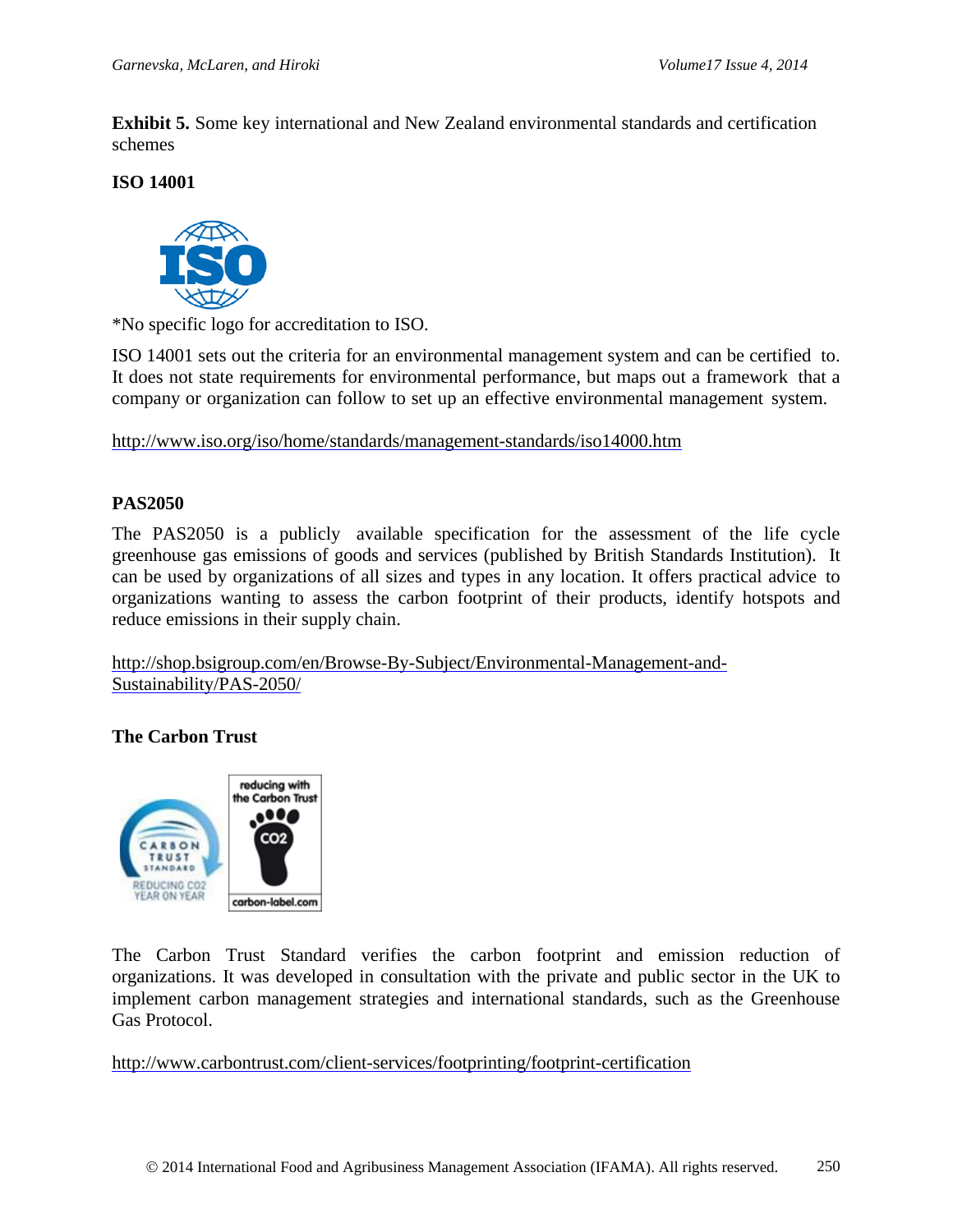**Exhibit 5.** Some key international and New Zealand environmental standards and certification schemes

**ISO 14001**

*No specific logo for accreditation to ISO.

ISO 14001 sets out the criteria for an environmental management system and can be certified to. It does not state requirements for environmental performance, but maps out a framework that a company or organization can follow to set up an effective environmental management system.

http://www.iso.org/iso/home/standards/management-standards/iso14000.htm

**PAS2050**

The PAS2050 is a publicly available specification for the assessment of the life cycle greenhouse gas emissions of goods and services (published by British Standards Institution). It can be used by organizations of all sizes and types in any location. It offers practical advice to organizations wanting to assess the carbon footprint of their products, identify hotspots and reduce emissions in their supply chain.

http://shop.bsigroup.com/en/Browse-By-Subject/Environmental-Management-and-Sustainability/PAS-2050/

**The Carbon Trust**

The Carbon Trust Standard verifies the carbon footprint and emission reduction of organizations. It was developed in consultation with the private and public sector in the UK to implement carbon management strategies and international standards, such as the Greenhouse Gas Protocol.

http://www.carbontrust.com/client-services/footprinting/footprint-certification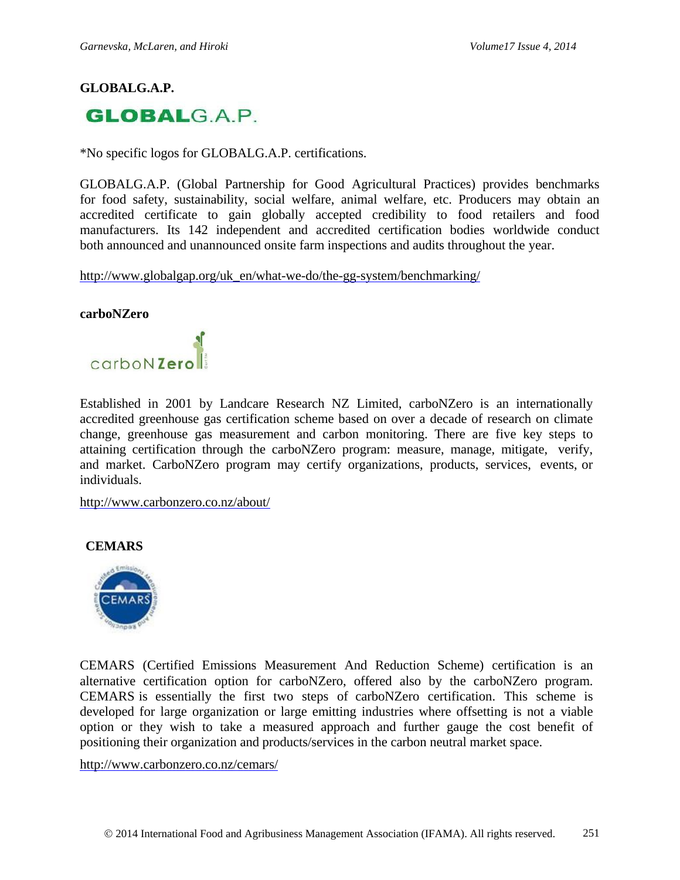**GLOBALG.A.P.**

*No specific logos for GLOBALG.A.P. certifications.

GLOBALG.A.P. (Global Partnership for Good Agricultural Practices) provides benchmarks for food safety, sustainability, social welfare, animal welfare, etc. Producers may obtain an accredited certificate to gain globally accepted credibility to food retailers and food manufacturers. Its 142 independent and accredited certification bodies worldwide conduct both announced and unannounced onsite farm inspections and audits throughout the year.

http://www.globalgap.org/uk_en/what-we-do/the-gg-system/benchmarking/

**carboNZero**

Established in 2001 by Landcare Research NZ Limited, carboNZero is an internationally accredited greenhouse gas certification scheme based on over a decade of research on climate change, greenhouse gas measurement and carbon monitoring. There are five key steps to attaining certification through the carboNZero program: measure, manage, mitigate, verify, and market. CarboNZero program may certify organizations, products, services, events, or individuals.

http://www.carbonzero.co.nz/about/

**CEMARS**

CEMARS (Certified Emissions Measurement And Reduction Scheme) certification is an alternative certification option for carboNZero, offered also by the carboNZero program. CEMARS is essentially the first two steps of carboNZero certification. This scheme is developed for large organization or large emitting industries where offsetting is not a viable option or they wish to take a measured approach and further gauge the cost benefit of positioning their organization and products/services in the carbon neutral market space.

http://www.carbonzero.co.nz/cemars/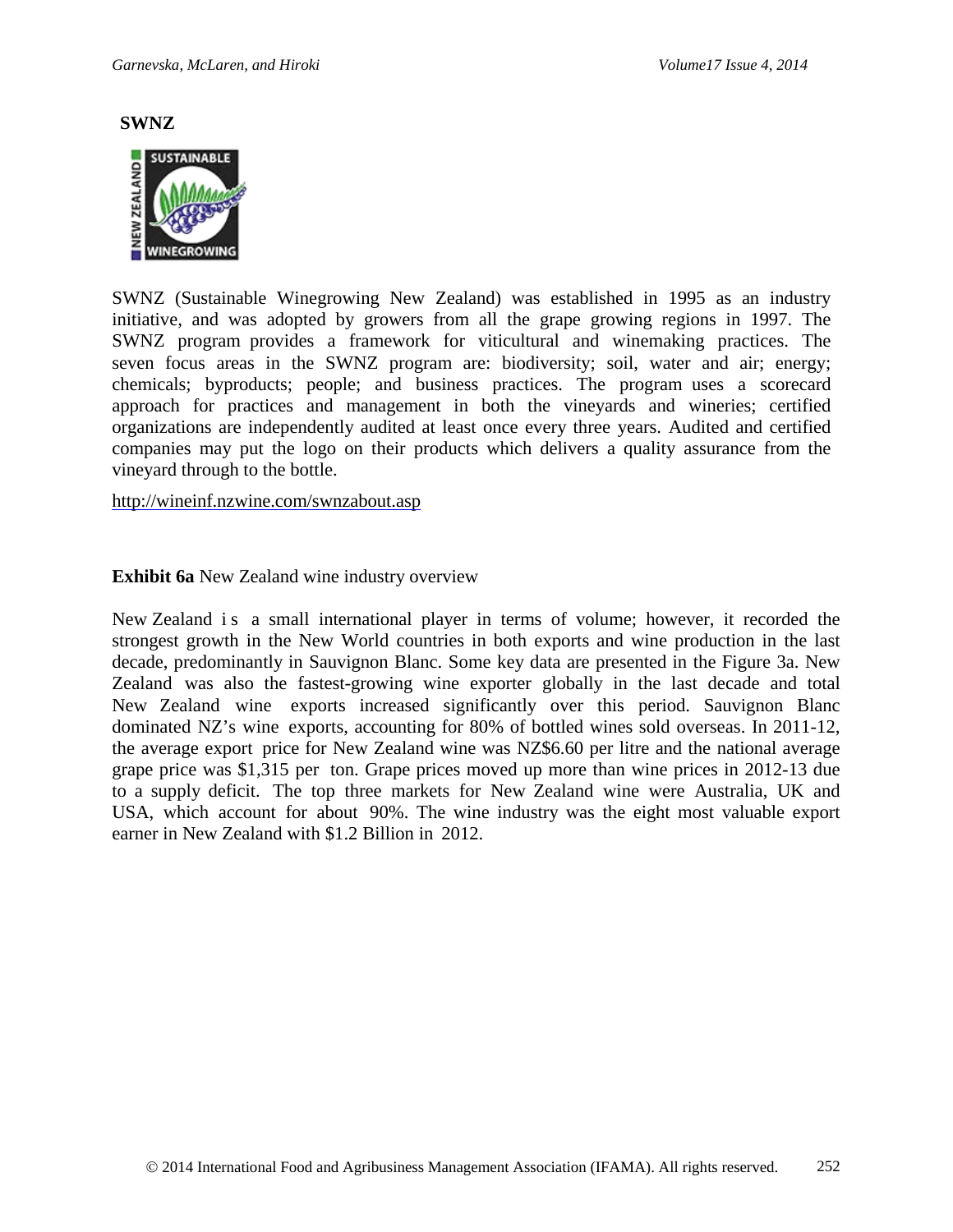**SWNZ**

SWNZ (Sustainable Winegrowing New Zealand) was established in 1995 as an industry initiative, and was adopted by growers from all the grape growing regions in 1997. The SWNZ program provides a framework for viticultural and winemaking practices. The seven focus areas in the SWNZ program are: biodiversity; soil, water and air; energy; chemicals; byproducts; people; and business practices. The program uses a scorecard approach for practices and management in both the vineyards and wineries; certified organizations are independently audited at least once every three years. Audited and certified companies may put the logo on their products which delivers a quality assurance from the vineyard through to the bottle.

http://wineinf.nzwine.com/swnzabout.asp

**Exhibit 6a** New Zealand wine industry overview

New Zealand is a small international player in terms of volume; however, it recorded the strongest growth in the New World countries in both exports and wine production in the last decade, predominantly in Sauvignon Blanc. Some key data are presented in the Figure 3a. New Zealand was also the fastest-growing wine exporter globally in the last decade and total New Zealand wine exports increased significantly over this period. Sauvignon Blanc dominated NZ's wine exports, accounting for 80% of bottled wines sold overseas. In 2011-12, the average export price for New Zealand wine was NZ$6.60 per litre and the national average grape price was $1,315 per ton. Grape prices moved up more than wine prices in 2012-13 due to a supply deficit. The top three markets for New Zealand wine were Australia, UK and USA, which account for about 90%. The wine industry was the eight most valuable export earner in New Zealand with $1.2 Billion in 2012.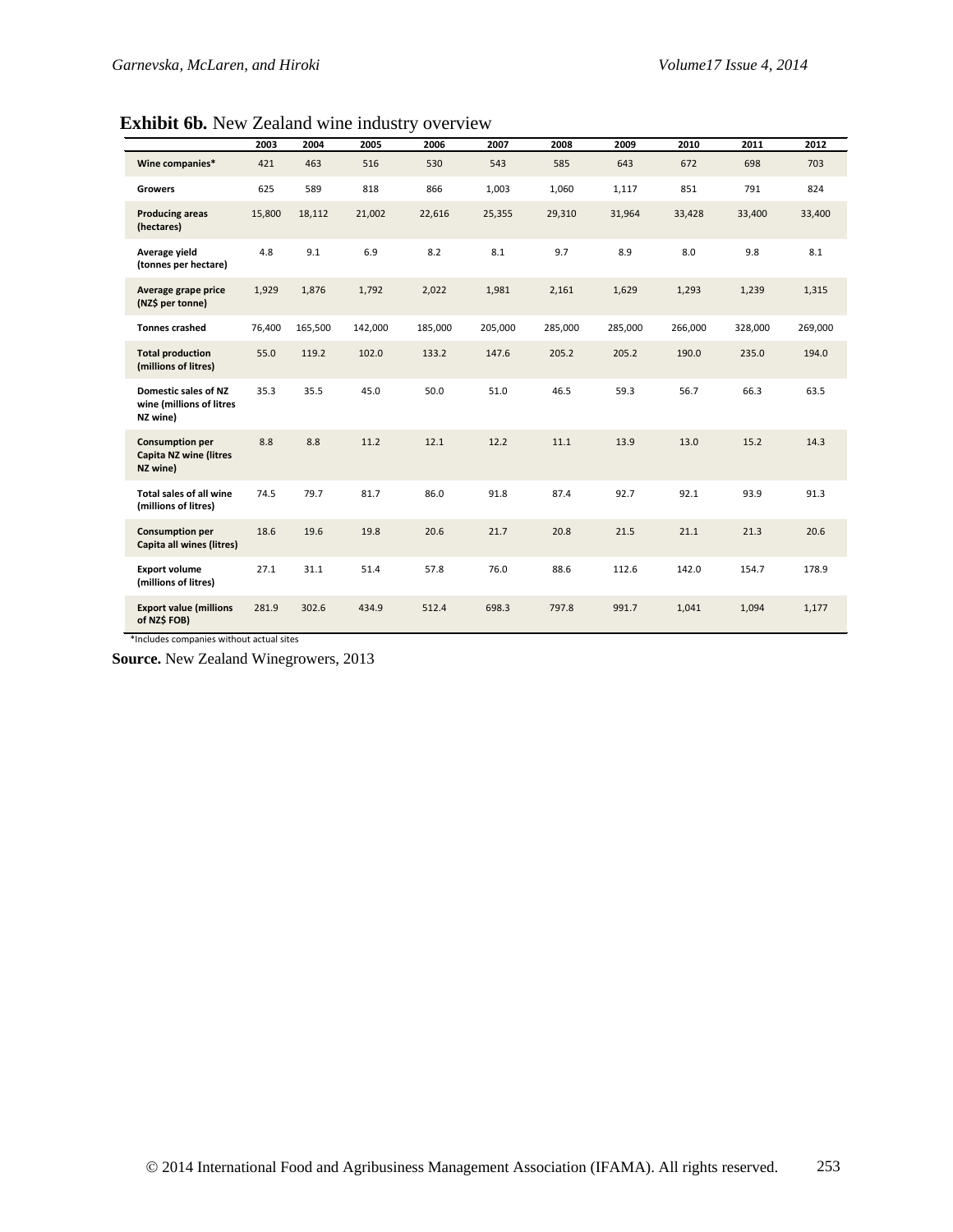**Exhibit 6b.** New Zealand wine industry overview

| | 2003 | 2004 | 2005 | 2006 | 2007 | 2008 | 2009 | 2010 | 2011 | 2012 |
|---|---|---|---|---|---|---|---|---|---|---|
| **Wine companies*** | 421 | 463 | 516 | 530 | 543 | 585 | 643 | 672 | 698 | 703 |
| **Growers** | 625 | 589 | 818 | 866 | 1,003 | 1,060 | 1,117 | 851 | 791 | 824 |
| **Producing areas (hectares)** | 15,800 | 18,112 | 21,002 | 22,616 | 25,355 | 29,310 | 31,964 | 33,428 | 33,400 | 33,400 |
| **Average yield (tonnes per hectare)** | 4.8 | 9.1 | 6.9 | 8.2 | 8.1 | 9.7 | 8.9 | 8.0 | 9.8 | 8.1 |
| **Average grape price (NZ$ per tonne)** | 1,929 | 1,876 | 1,792 | 2,022 | 1,981 | 2,161 | 1,629 | 1,293 | 1,239 | 1,315 |
| **Tonnes crashed** | 76,400 | 165,500 | 142,000 | 185,000 | 205,000 | 285,000 | 285,000 | 266,000 | 328,000 | 269,000 |
| **Total production (millions of litres)** | 55.0 | 119.2 | 102.0 | 133.2 | 147.6 | 205.2 | 205.2 | 190.0 | 235.0 | 194.0 |
| **Domestic sales of NZ wine (millions of litres NZ wine)** | 35.3 | 35.5 | 45.0 | 50.0 | 51.0 | 46.5 | 59.3 | 56.7 | 66.3 | 63.5 |
| **Consumption per Capita NZ wine (litres NZ wine)** | 8.8 | 8.8 | 11.2 | 12.1 | 12.2 | 11.1 | 13.9 | 13.0 | 15.2 | 14.3 |
| **Total sales of all wine (millions of litres)** | 74.5 | 79.7 | 81.7 | 86.0 | 91.8 | 87.4 | 92.7 | 92.1 | 93.9 | 91.3 |
| **Consumption per Capita all wines (litres)** | 18.6 | 19.6 | 19.8 | 20.6 | 21.7 | 20.8 | 21.5 | 21.1 | 21.3 | 20.6 |
| **Export volume (millions of litres)** | 27.1 | 31.1 | 51.4 | 57.8 | 76.0 | 88.6 | 112.6 | 142.0 | 154.7 | 178.9 |
| **Export value (millions of NZ$ FOB)** | 281.9 | 302.6 | 434.9 | 512.4 | 698.3 | 797.8 | 991.7 | 1,041 | 1,094 | 1,177 |

*Includes companies without actual sites

**Source.** New Zealand Winegrowers, 2013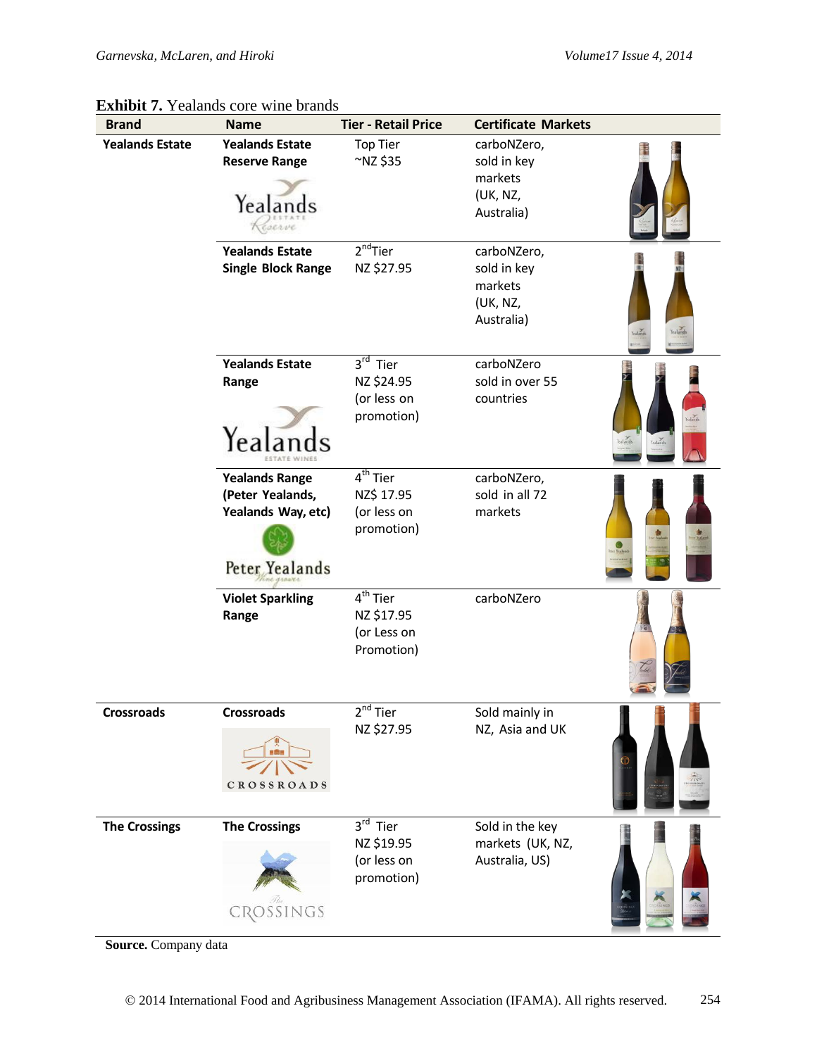**Exhibit 7.** Yealands core wine brands

| Brand | Name | Tier - Retail Price | Certificate Markets |
|---|---|---|---|
| Yealands Estate | Yealands Estate Reserve Range | Top Tier ~NZ $35 | carboNZero, sold in key markets (UK, NZ, Australia) |
| | Yealands Estate Single Block Range | 2nd Tier NZ $27.95 | carboNZero, sold in key markets (UK, NZ, Australia) |
| | Yealands Estate Range | 3rd Tier NZ $24.95 (or less on promotion) | carboNZero sold in over 55 countries |
| | Yealands Range (Peter Yealands, Yealands Way, etc) | 4th Tier NZ$ 17.95 (or less on promotion) | carboNZero, sold in all 72 markets |
| | Violet Sparkling Range | 4th Tier NZ $17.95 (or Less on Promotion) | carboNZero |
| Crossroads | Crossroads | 2nd Tier NZ $27.95 | Sold mainly in NZ, Asia and UK |
| The Crossings | The Crossings | 3rd Tier NZ $19.95 (or less on promotion) | Sold in the key markets (UK, NZ, Australia, US) |

**Source.** Company data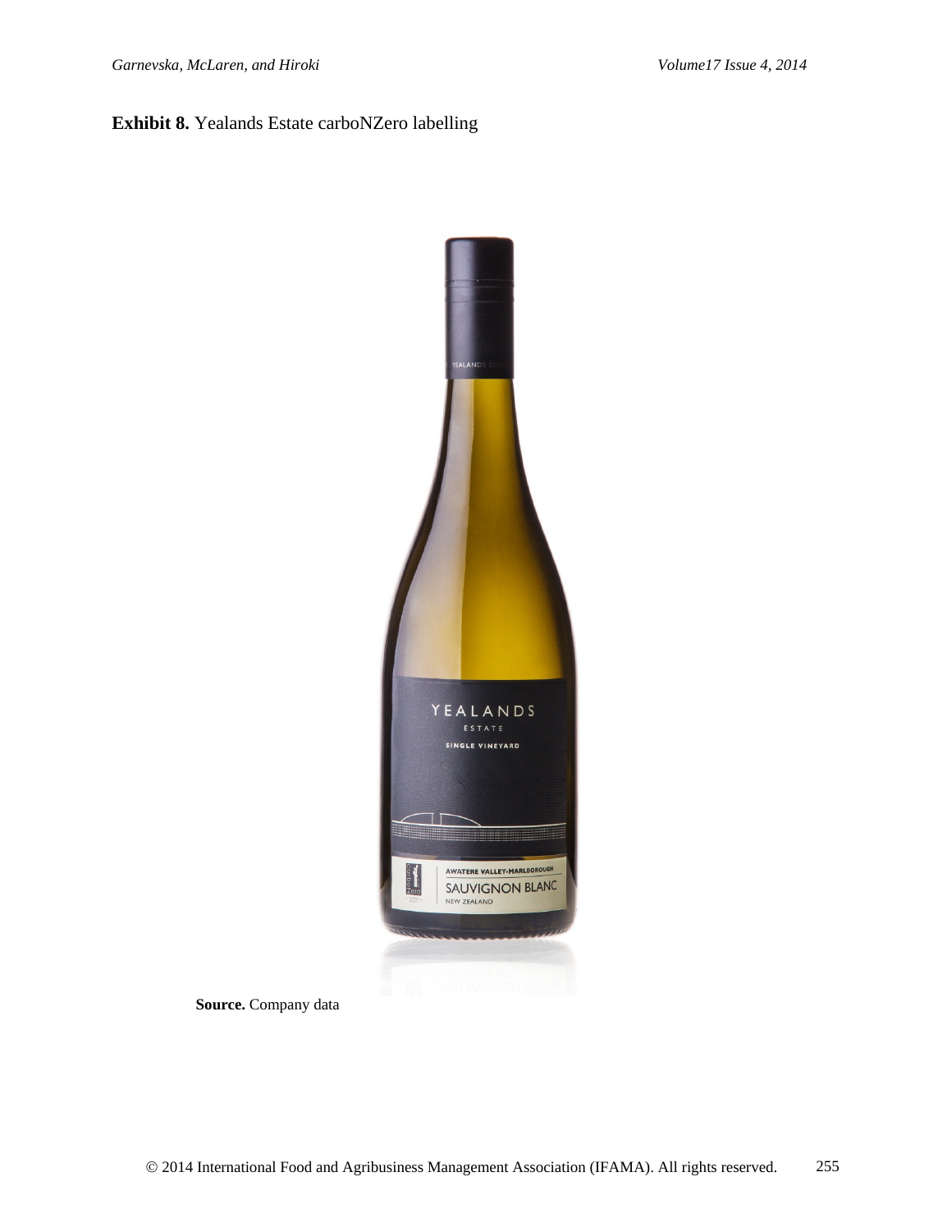**Exhibit 8.** Yealands Estate carboNZero labelling

**Source.** Company data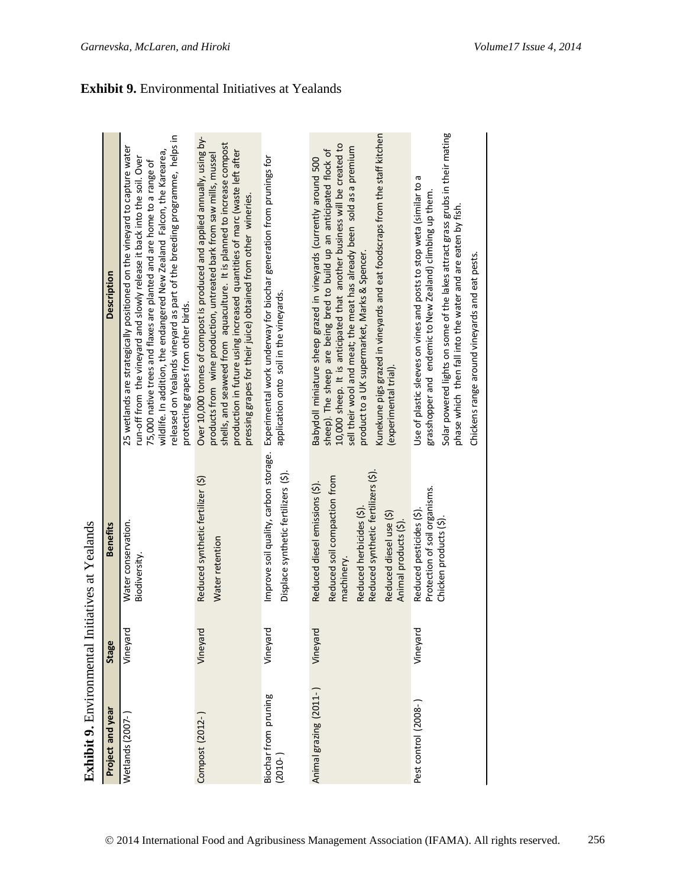## Exhibit 9. Environmental Initiatives at Yealands

| Project and year | Stage | Benefits | Description |
|---|---|---|---|
| Wetlands (2007-) | Vineyard | Water conservation. Biodiversity. | 25 wetlands are strategically positioned on the vineyard to capture water run-off from the vineyard and slowly release it back into the soil. Over 75,000 native trees and flaxes are planted and are home to a range of wildlife. In addition, the endangered New Zealand Falcon, the Karearea, released on Yealands vineyard as part of the breeding programme, helps in protecting grapes from other birds. |
| Compost (2012-) | Vineyard | Reduced synthetic fertilizer ($) Water retention | Over 10,000 tonnes of compost is produced and applied annually, using by-products from wine production, untreated bark from saw mills, mussel shells, and seaweed from aquaculture. It is planned to increase compost production in future using increased quantities of marc (waste left after pressing grapes for their juice) obtained from other wineries. |
| Biochar from pruning (2010-) | Vineyard | Improve soil quality, carbon storage. Displace synthetic fertilizers ($). | Experimental work underway for biochar generation from prunings for application onto soil in the vineyards. |
| Animal grazing (2011-) | Vineyard | Reduced diesel emissions ($). Reduced soil compaction from machinery. Reduced herbicides ($). Reduced synthetic fertilizers ($). Reduced diesel use ($) Animal products ($). | Babydoll miniature sheep grazed in vineyards (currently around 500 sheep). The sheep are being bred to build up an anticipated flock of 10,000 sheep. It is anticipated that another business will be created to sell their wool and meat; the meat has already been sold as a premium product to a UK supermarket, Marks & Spencer. Kunekune pigs grazed in vineyards and eat foodscraps from the staff kitchen (experimental trial). |
| Pest control (2008-) | Vineyard | Reduced pesticides ($). Protection of soil organisms. Chicken products ($). | Use of plastic sleeves on vines and posts to stop weta (similar to a grasshopper and endemic to New Zealand) climbing up them. Solar powered lights on some of the lakes attract grass grubs in their mating phase which then fall into the water and are eaten by fish. Chickens range around vineyards and eat pests. |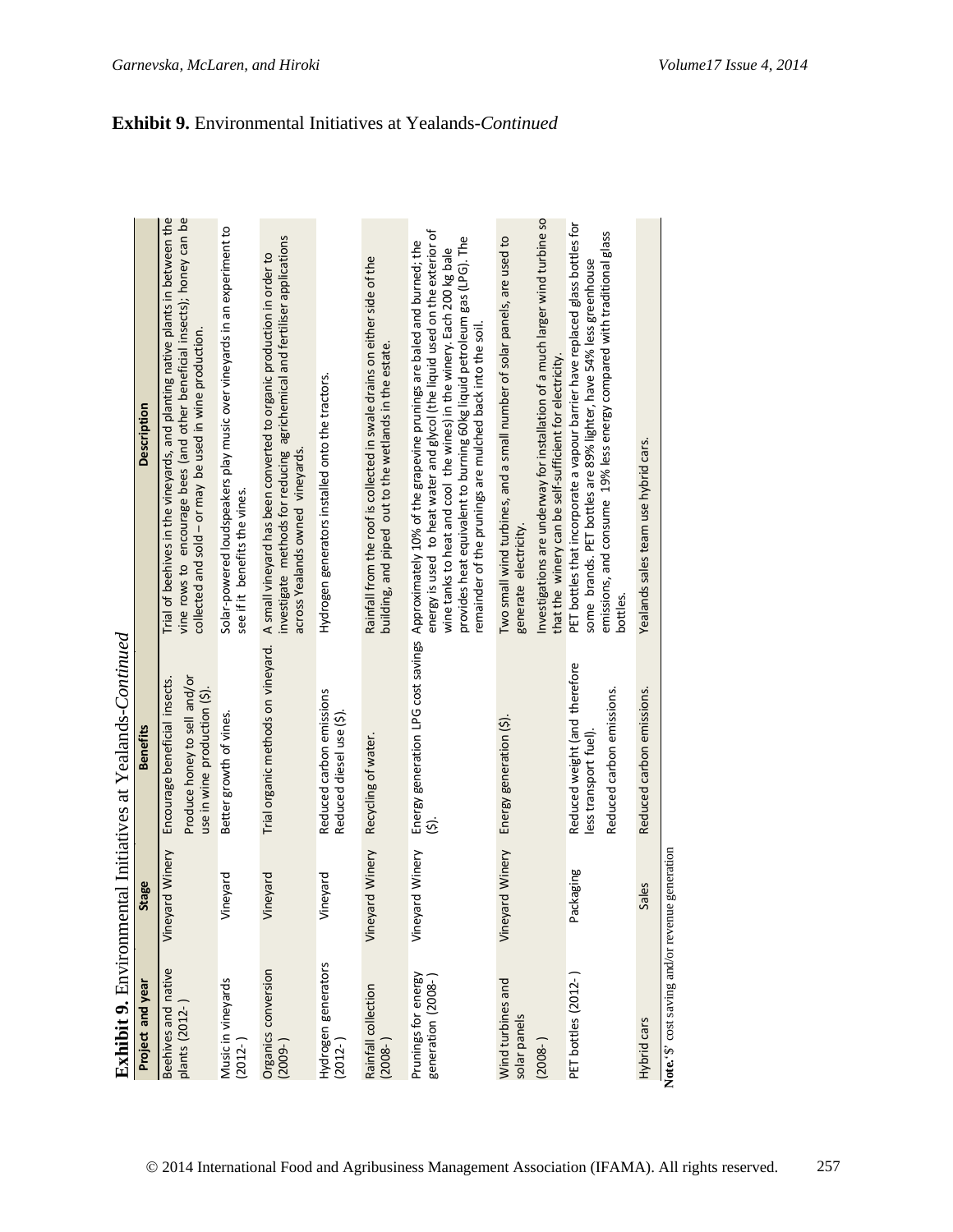## Exhibit 9. Environmental Initiatives at Yealands-*Continued*

**Exhibit 9.** Environmental Initiatives at Yealands-*Continued*

| Project and year | Stage | Benefits | Description |
|---|---|---|---|
| Beehives and native plants (2012- ) | Vineyard Winery | Encourage beneficial insects. Produce honey to sell and/or use in wine production ($). | Trial of beehives in the vineyards, and planting native plants in between the vine rows to encourage bees (and other beneficial insects); honey can be collected and sold – or may be used in wine production. |
| Music in vineyards (2012- ) | Vineyard | Better growth of vines. | Solar-powered loudspeakers play music over vineyards in an experiment to see if it benefits the vines. |
| Organics conversion (2009- ) | Vineyard | Trial organic methods on vineyard. | A small vineyard has been converted to organic production in order to investigate methods for reducing agrichemical and fertiliser applications across Yealands owned vineyards. |
| Hydrogen generators (2012- ) | Vineyard | Reduced carbon emissions Reduced diesel use ($). | Hydrogen generators installed onto the tractors. |
| Rainfall collection (2008- ) | Vineyard Winery | Recycling of water. | Rainfall from the roof is collected in swale drains on either side of the building, and piped out to the wetlands in the estate. |
| Prunings for energy generation (2008- ) | Vineyard Winery | Energy generation LPG cost savings ($). | Approximately 10% of the grapevine prunings are baled and burned; the energy is used to heat water and glycol (the liquid used on the exterior of wine tanks to heat and cool the wines) in the winery. Each 200 kg bale provides heat equivalent to burning 60kg liquid petroleum gas (LPG). The remainder of the prunings are mulched back into the soil. |
| Wind turbines and solar panels (2008- ) | Vineyard Winery | Energy generation ($). | Two small wind turbines, and a small number of solar panels, are used to generate electricity. Investigations are underway for installation of a much larger wind turbine so that the winery can be self-sufficient for electricity. |
| PET bottles (2012- ) | Packaging | Reduced weight (and therefore less transport fuel). Reduced carbon emissions. | PET bottles that incorporate a vapour barrier have replaced glass bottles for some brands. PET bottles are 89% lighter, have 54% less greenhouse emissions, and consume 19% less energy compared with traditional glass bottles. |
| Hybrid cars | Sales | Reduced carbon emissions. | Yealands sales team use hybrid cars. |

**Note.** '$' cost saving and/or revenue generation